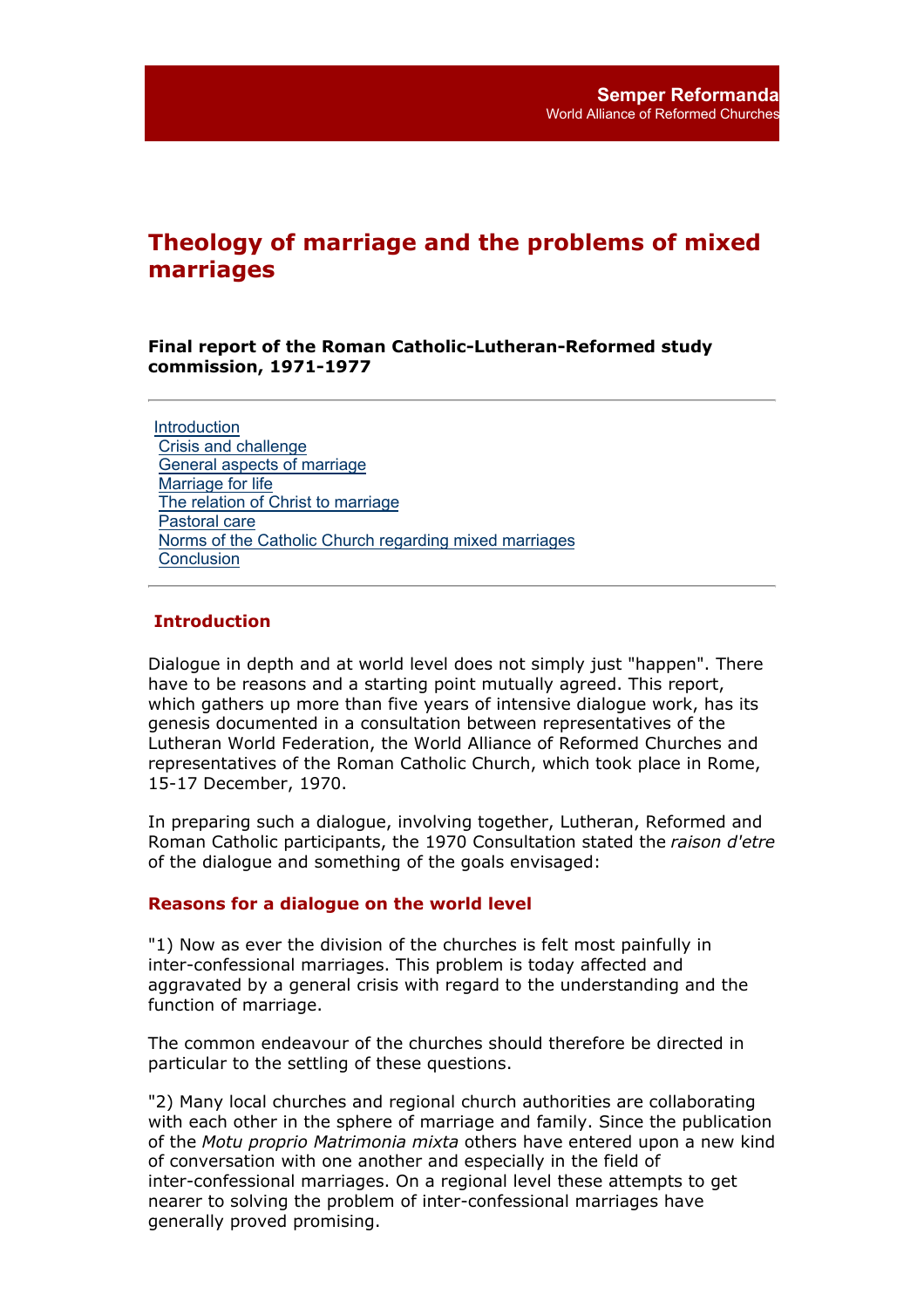Semper Reformanda
World Alliance of Reformed Churches

# Theology of marriage and the problems of mixed marriages

### Final report of the Roman Catholic-Lutheran-Reformed study commission, 1971-1977

- Introduction
- Crisis and challenge
- General aspects of marriage
- Marriage for life
- The relation of Christ to marriage
- Pastoral care
- Norms of the Catholic Church regarding mixed marriages
- Conclusion

## Introduction

Dialogue in depth and at world level does not simply just "happen". There have to be reasons and a starting point mutually agreed. This report, which gathers up more than five years of intensive dialogue work, has its genesis documented in a consultation between representatives of the Lutheran World Federation, the World Alliance of Reformed Churches and representatives of the Roman Catholic Church, which took place in Rome, 15-17 December, 1970.

In preparing such a dialogue, involving together, Lutheran, Reformed and Roman Catholic participants, the 1970 Consultation stated the *raison d'etre* of the dialogue and something of the goals envisaged:

### Reasons for a dialogue on the world level

"1) Now as ever the division of the churches is felt most painfully in inter-confessional marriages. This problem is today affected and aggravated by a general crisis with regard to the understanding and the function of marriage.

The common endeavour of the churches should therefore be directed in particular to the settling of these questions.

"2) Many local churches and regional church authorities are collaborating with each other in the sphere of marriage and family. Since the publication of the *Motu proprio Matrimonia mixta* others have entered upon a new kind of conversation with one another and especially in the field of inter-confessional marriages. On a regional level these attempts to get nearer to solving the problem of inter-confessional marriages have generally proved promising.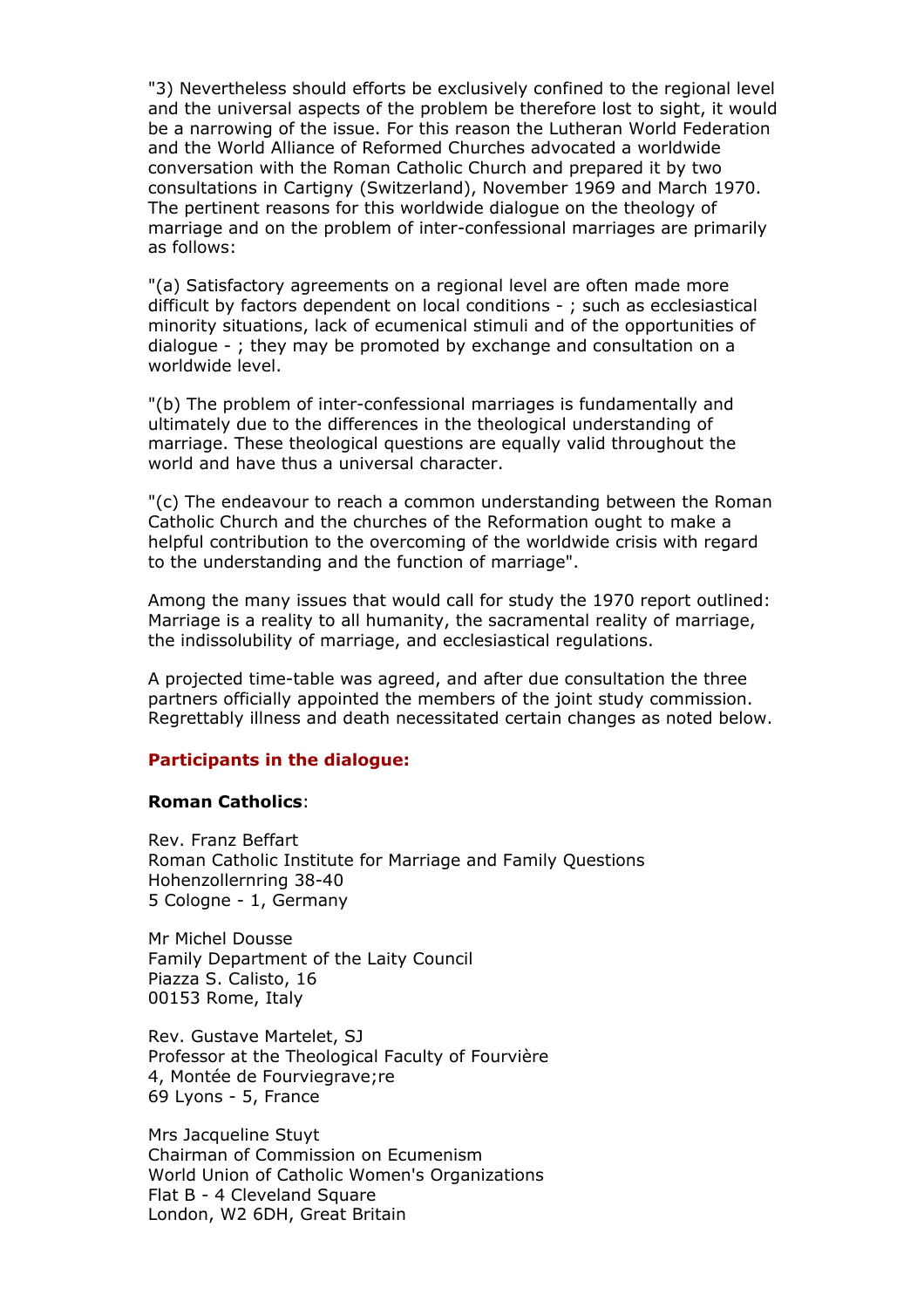"3) Nevertheless should efforts be exclusively confined to the regional level and the universal aspects of the problem be therefore lost to sight, it would be a narrowing of the issue. For this reason the Lutheran World Federation and the World Alliance of Reformed Churches advocated a worldwide conversation with the Roman Catholic Church and prepared it by two consultations in Cartigny (Switzerland), November 1969 and March 1970. The pertinent reasons for this worldwide dialogue on the theology of marriage and on the problem of inter-confessional marriages are primarily as follows:

"(a) Satisfactory agreements on a regional level are often made more difficult by factors dependent on local conditions - ; such as ecclesiastical minority situations, lack of ecumenical stimuli and of the opportunities of dialogue - ; they may be promoted by exchange and consultation on a worldwide level.

"(b) The problem of inter-confessional marriages is fundamentally and ultimately due to the differences in the theological understanding of marriage. These theological questions are equally valid throughout the world and have thus a universal character.

"(c) The endeavour to reach a common understanding between the Roman Catholic Church and the churches of the Reformation ought to make a helpful contribution to the overcoming of the worldwide crisis with regard to the understanding and the function of marriage".

Among the many issues that would call for study the 1970 report outlined: Marriage is a reality to all humanity, the sacramental reality of marriage, the indissolubility of marriage, and ecclesiastical regulations.

A projected time-table was agreed, and after due consultation the three partners officially appointed the members of the joint study commission. Regrettably illness and death necessitated certain changes as noted below.

### Participants in the dialogue:

**Roman Catholics**:

Rev. Franz Beffart
Roman Catholic Institute for Marriage and Family Questions
Hohenzollernring 38-40
5 Cologne - 1, Germany

Mr Michel Dousse
Family Department of the Laity Council
Piazza S. Calisto, 16
00153 Rome, Italy

Rev. Gustave Martelet, SJ
Professor at the Theological Faculty of Fourvière
4, Montée de Fourviegrave;re
69 Lyons - 5, France

Mrs Jacqueline Stuyt
Chairman of Commission on Ecumenism
World Union of Catholic Women's Organizations
Flat B - 4 Cleveland Square
London, W2 6DH, Great Britain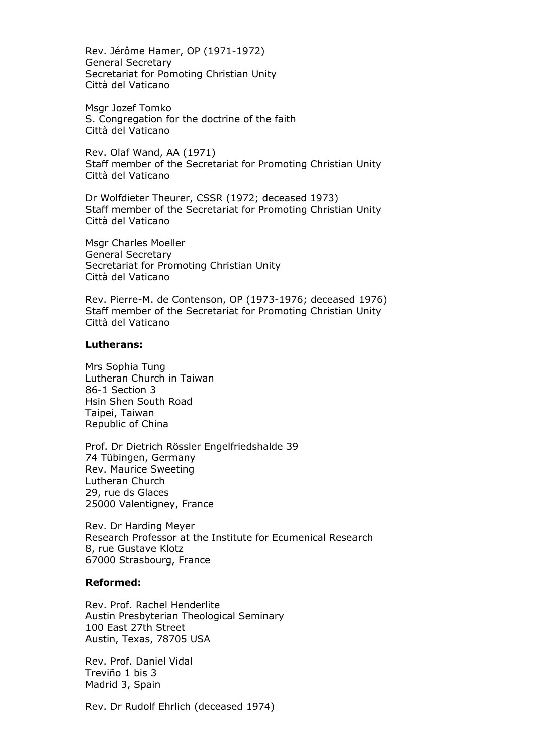Rev. Jérôme Hamer, OP (1971-1972)
General Secretary
Secretariat for Pomoting Christian Unity
Città del Vaticano

Msgr Jozef Tomko
S. Congregation for the doctrine of the faith
Città del Vaticano

Rev. Olaf Wand, AA (1971)
Staff member of the Secretariat for Promoting Christian Unity
Città del Vaticano

Dr Wolfdieter Theurer, CSSR (1972; deceased 1973)
Staff member of the Secretariat for Promoting Christian Unity
Città del Vaticano

Msgr Charles Moeller
General Secretary
Secretariat for Promoting Christian Unity
Città del Vaticano

Rev. Pierre-M. de Contenson, OP (1973-1976; deceased 1976)
Staff member of the Secretariat for Promoting Christian Unity
Città del Vaticano

**Lutherans:**

Mrs Sophia Tung
Lutheran Church in Taiwan
86-1 Section 3
Hsin Shen South Road
Taipei, Taiwan
Republic of China

Prof. Dr Dietrich Rössler Engelfriedshalde 39
74 Tübingen, Germany
Rev. Maurice Sweeting
Lutheran Church
29, rue ds Glaces
25000 Valentigney, France

Rev. Dr Harding Meyer
Research Professor at the Institute for Ecumenical Research
8, rue Gustave Klotz
67000 Strasbourg, France

**Reformed:**

Rev. Prof. Rachel Henderlite
Austin Presbyterian Theological Seminary
100 East 27th Street
Austin, Texas, 78705 USA

Rev. Prof. Daniel Vidal
Treviño 1 bis 3
Madrid 3, Spain

Rev. Dr Rudolf Ehrlich (deceased 1974)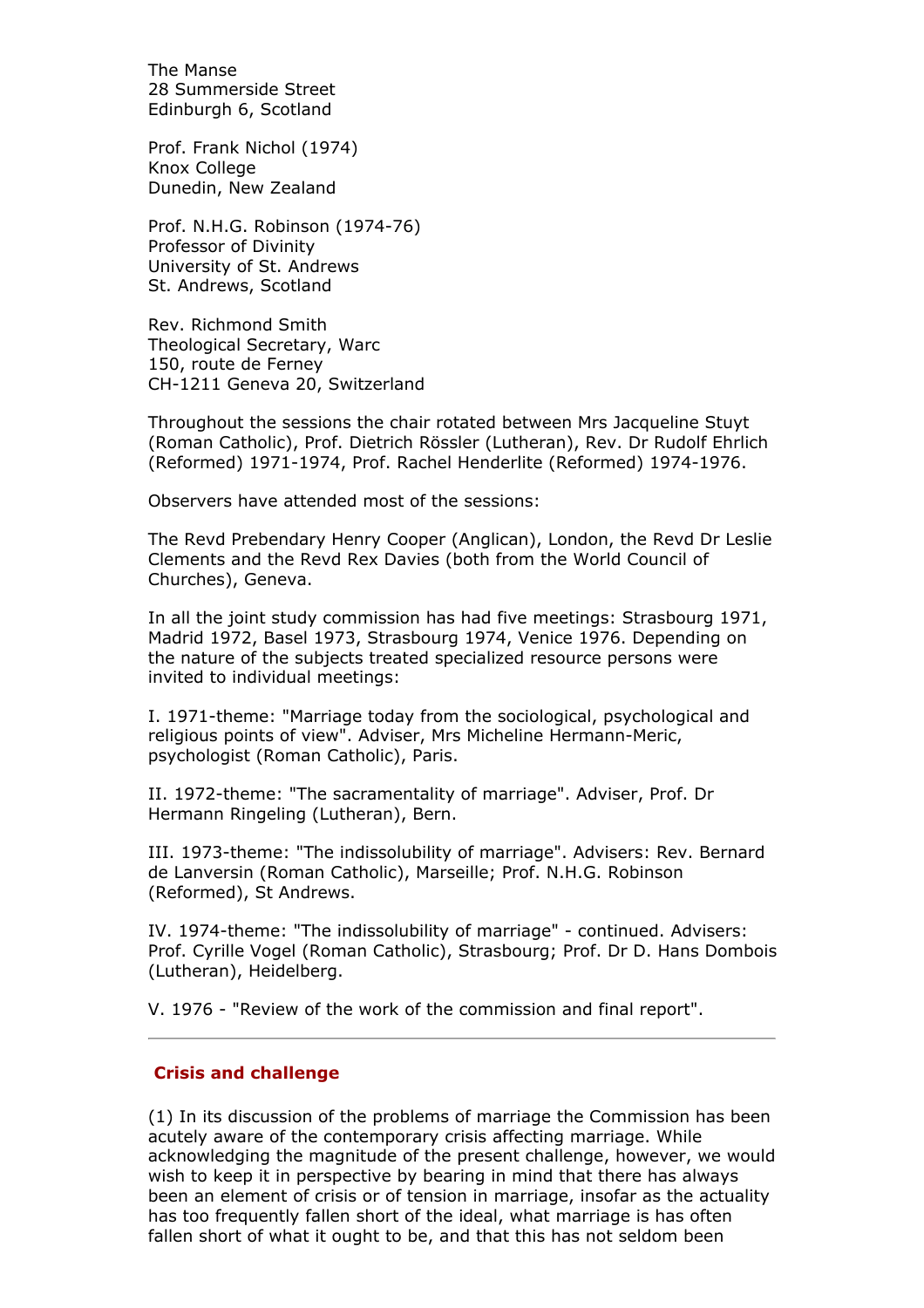The Manse
28 Summerside Street
Edinburgh 6, Scotland

Prof. Frank Nichol (1974)
Knox College
Dunedin, New Zealand

Prof. N.H.G. Robinson (1974-76)
Professor of Divinity
University of St. Andrews
St. Andrews, Scotland

Rev. Richmond Smith
Theological Secretary, Warc
150, route de Ferney
CH-1211 Geneva 20, Switzerland

Throughout the sessions the chair rotated between Mrs Jacqueline Stuyt (Roman Catholic), Prof. Dietrich Rössler (Lutheran), Rev. Dr Rudolf Ehrlich (Reformed) 1971-1974, Prof. Rachel Henderlite (Reformed) 1974-1976.

Observers have attended most of the sessions:

The Revd Prebendary Henry Cooper (Anglican), London, the Revd Dr Leslie Clements and the Revd Rex Davies (both from the World Council of Churches), Geneva.

In all the joint study commission has had five meetings: Strasbourg 1971, Madrid 1972, Basel 1973, Strasbourg 1974, Venice 1976. Depending on the nature of the subjects treated specialized resource persons were invited to individual meetings:

I. 1971-theme: "Marriage today from the sociological, psychological and religious points of view". Adviser, Mrs Micheline Hermann-Meric, psychologist (Roman Catholic), Paris.

II. 1972-theme: "The sacramentality of marriage". Adviser, Prof. Dr Hermann Ringeling (Lutheran), Bern.

III. 1973-theme: "The indissolubility of marriage". Advisers: Rev. Bernard de Lanversin (Roman Catholic), Marseille; Prof. N.H.G. Robinson (Reformed), St Andrews.

IV. 1974-theme: "The indissolubility of marriage" - continued. Advisers: Prof. Cyrille Vogel (Roman Catholic), Strasbourg; Prof. Dr D. Hans Dombois (Lutheran), Heidelberg.

V. 1976 - "Review of the work of the commission and final report".

---

## Crisis and challenge

(1) In its discussion of the problems of marriage the Commission has been acutely aware of the contemporary crisis affecting marriage. While acknowledging the magnitude of the present challenge, however, we would wish to keep it in perspective by bearing in mind that there has always been an element of crisis or of tension in marriage, insofar as the actuality has too frequently fallen short of the ideal, what marriage is has often fallen short of what it ought to be, and that this has not seldom been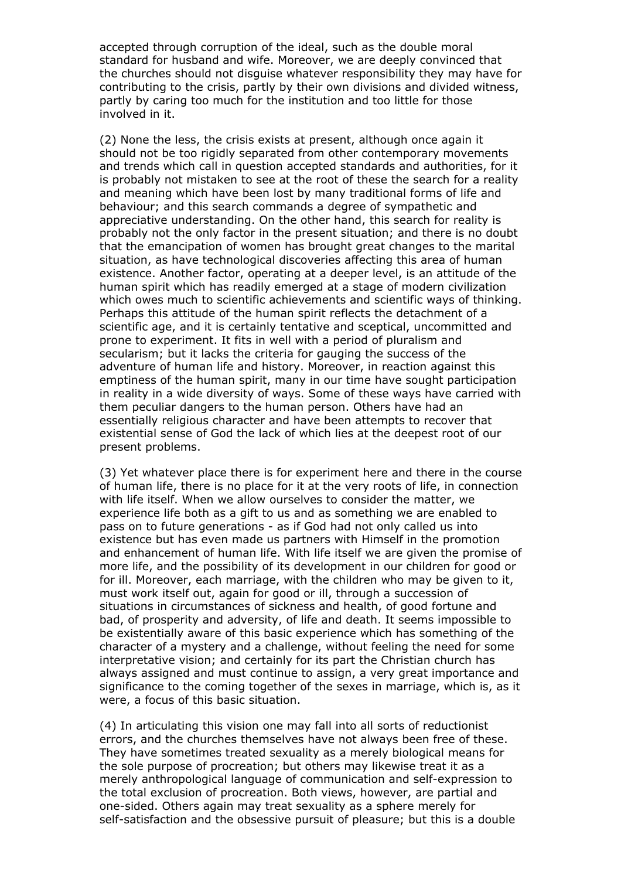accepted through corruption of the ideal, such as the double moral standard for husband and wife. Moreover, we are deeply convinced that the churches should not disguise whatever responsibility they may have for contributing to the crisis, partly by their own divisions and divided witness, partly by caring too much for the institution and too little for those involved in it.

(2) None the less, the crisis exists at present, although once again it should not be too rigidly separated from other contemporary movements and trends which call in question accepted standards and authorities, for it is probably not mistaken to see at the root of these the search for a reality and meaning which have been lost by many traditional forms of life and behaviour; and this search commands a degree of sympathetic and appreciative understanding. On the other hand, this search for reality is probably not the only factor in the present situation; and there is no doubt that the emancipation of women has brought great changes to the marital situation, as have technological discoveries affecting this area of human existence. Another factor, operating at a deeper level, is an attitude of the human spirit which has readily emerged at a stage of modern civilization which owes much to scientific achievements and scientific ways of thinking. Perhaps this attitude of the human spirit reflects the detachment of a scientific age, and it is certainly tentative and sceptical, uncommitted and prone to experiment. It fits in well with a period of pluralism and secularism; but it lacks the criteria for gauging the success of the adventure of human life and history. Moreover, in reaction against this emptiness of the human spirit, many in our time have sought participation in reality in a wide diversity of ways. Some of these ways have carried with them peculiar dangers to the human person. Others have had an essentially religious character and have been attempts to recover that existential sense of God the lack of which lies at the deepest root of our present problems.

(3) Yet whatever place there is for experiment here and there in the course of human life, there is no place for it at the very roots of life, in connection with life itself. When we allow ourselves to consider the matter, we experience life both as a gift to us and as something we are enabled to pass on to future generations - as if God had not only called us into existence but has even made us partners with Himself in the promotion and enhancement of human life. With life itself we are given the promise of more life, and the possibility of its development in our children for good or for ill. Moreover, each marriage, with the children who may be given to it, must work itself out, again for good or ill, through a succession of situations in circumstances of sickness and health, of good fortune and bad, of prosperity and adversity, of life and death. It seems impossible to be existentially aware of this basic experience which has something of the character of a mystery and a challenge, without feeling the need for some interpretative vision; and certainly for its part the Christian church has always assigned and must continue to assign, a very great importance and significance to the coming together of the sexes in marriage, which is, as it were, a focus of this basic situation.

(4) In articulating this vision one may fall into all sorts of reductionist errors, and the churches themselves have not always been free of these. They have sometimes treated sexuality as a merely biological means for the sole purpose of procreation; but others may likewise treat it as a merely anthropological language of communication and self-expression to the total exclusion of procreation. Both views, however, are partial and one-sided. Others again may treat sexuality as a sphere merely for self-satisfaction and the obsessive pursuit of pleasure; but this is a double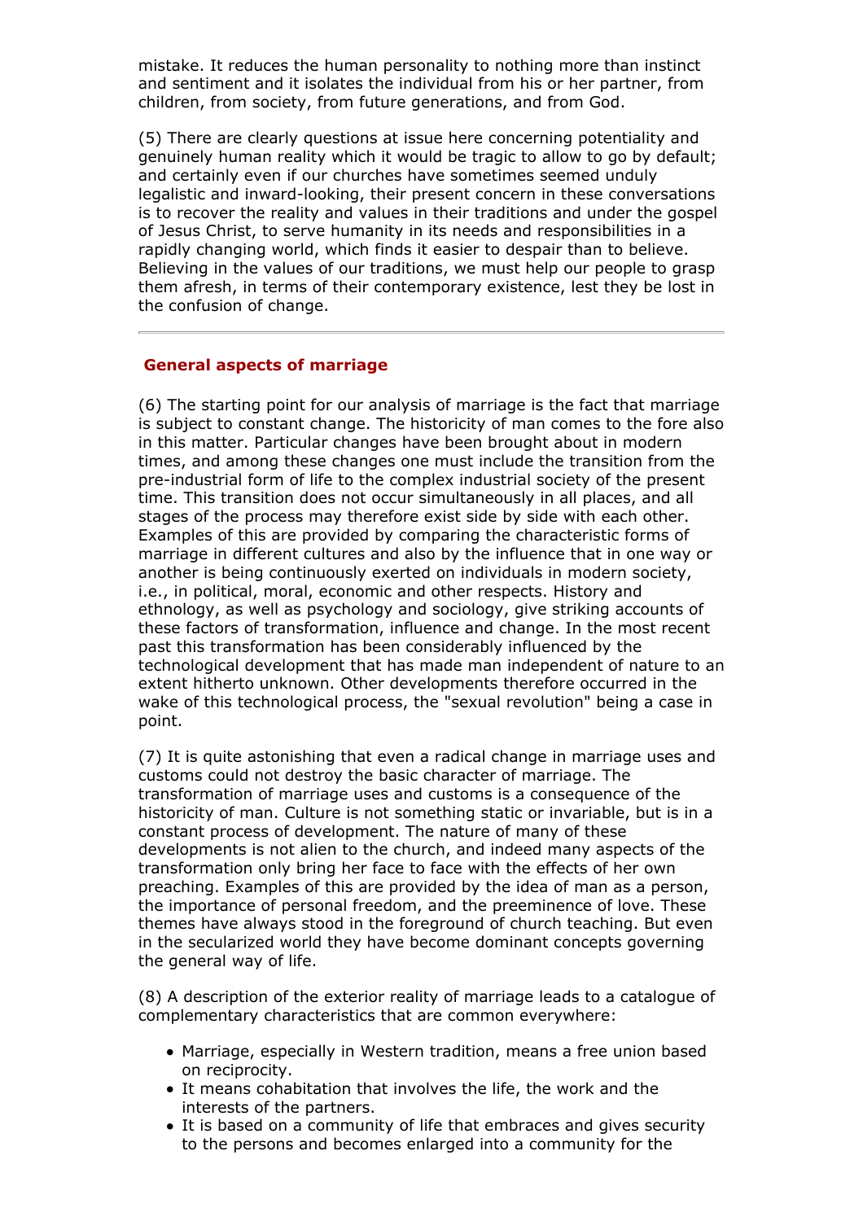mistake. It reduces the human personality to nothing more than instinct and sentiment and it isolates the individual from his or her partner, from children, from society, from future generations, and from God.

(5) There are clearly questions at issue here concerning potentiality and genuinely human reality which it would be tragic to allow to go by default; and certainly even if our churches have sometimes seemed unduly legalistic and inward-looking, their present concern in these conversations is to recover the reality and values in their traditions and under the gospel of Jesus Christ, to serve humanity in its needs and responsibilities in a rapidly changing world, which finds it easier to despair than to believe. Believing in the values of our traditions, we must help our people to grasp them afresh, in terms of their contemporary existence, lest they be lost in the confusion of change.

---

## General aspects of marriage

(6) The starting point for our analysis of marriage is the fact that marriage is subject to constant change. The historicity of man comes to the fore also in this matter. Particular changes have been brought about in modern times, and among these changes one must include the transition from the pre-industrial form of life to the complex industrial society of the present time. This transition does not occur simultaneously in all places, and all stages of the process may therefore exist side by side with each other. Examples of this are provided by comparing the characteristic forms of marriage in different cultures and also by the influence that in one way or another is being continuously exerted on individuals in modern society, i.e., in political, moral, economic and other respects. History and ethnology, as well as psychology and sociology, give striking accounts of these factors of transformation, influence and change. In the most recent past this transformation has been considerably influenced by the technological development that has made man independent of nature to an extent hitherto unknown. Other developments therefore occurred in the wake of this technological process, the "sexual revolution" being a case in point.

(7) It is quite astonishing that even a radical change in marriage uses and customs could not destroy the basic character of marriage. The transformation of marriage uses and customs is a consequence of the historicity of man. Culture is not something static or invariable, but is in a constant process of development. The nature of many of these developments is not alien to the church, and indeed many aspects of the transformation only bring her face to face with the effects of her own preaching. Examples of this are provided by the idea of man as a person, the importance of personal freedom, and the preeminence of love. These themes have always stood in the foreground of church teaching. But even in the secularized world they have become dominant concepts governing the general way of life.

(8) A description of the exterior reality of marriage leads to a catalogue of complementary characteristics that are common everywhere:

- Marriage, especially in Western tradition, means a free union based on reciprocity.
- It means cohabitation that involves the life, the work and the interests of the partners.
- It is based on a community of life that embraces and gives security to the persons and becomes enlarged into a community for the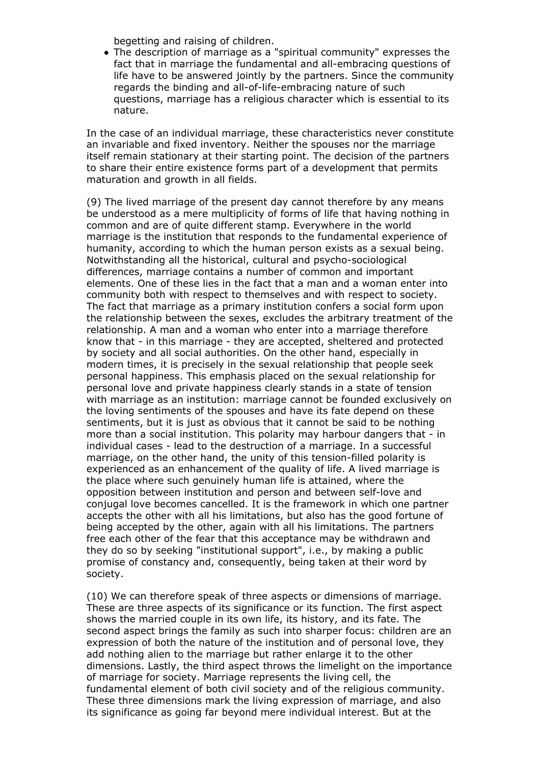begetting and raising of children.

- The description of marriage as a "spiritual community" expresses the fact that in marriage the fundamental and all-embracing questions of life have to be answered jointly by the partners. Since the community regards the binding and all-of-life-embracing nature of such questions, marriage has a religious character which is essential to its nature.

In the case of an individual marriage, these characteristics never constitute an invariable and fixed inventory. Neither the spouses nor the marriage itself remain stationary at their starting point. The decision of the partners to share their entire existence forms part of a development that permits maturation and growth in all fields.

(9) The lived marriage of the present day cannot therefore by any means be understood as a mere multiplicity of forms of life that having nothing in common and are of quite different stamp. Everywhere in the world marriage is the institution that responds to the fundamental experience of humanity, according to which the human person exists as a sexual being. Notwithstanding all the historical, cultural and psycho-sociological differences, marriage contains a number of common and important elements. One of these lies in the fact that a man and a woman enter into community both with respect to themselves and with respect to society. The fact that marriage as a primary institution confers a social form upon the relationship between the sexes, excludes the arbitrary treatment of the relationship. A man and a woman who enter into a marriage therefore know that - in this marriage - they are accepted, sheltered and protected by society and all social authorities. On the other hand, especially in modern times, it is precisely in the sexual relationship that people seek personal happiness. This emphasis placed on the sexual relationship for personal love and private happiness clearly stands in a state of tension with marriage as an institution: marriage cannot be founded exclusively on the loving sentiments of the spouses and have its fate depend on these sentiments, but it is just as obvious that it cannot be said to be nothing more than a social institution. This polarity may harbour dangers that - in individual cases - lead to the destruction of a marriage. In a successful marriage, on the other hand, the unity of this tension-filled polarity is experienced as an enhancement of the quality of life. A lived marriage is the place where such genuinely human life is attained, where the opposition between institution and person and between self-love and conjugal love becomes cancelled. It is the framework in which one partner accepts the other with all his limitations, but also has the good fortune of being accepted by the other, again with all his limitations. The partners free each other of the fear that this acceptance may be withdrawn and they do so by seeking "institutional support", i.e., by making a public promise of constancy and, consequently, being taken at their word by society.

(10) We can therefore speak of three aspects or dimensions of marriage. These are three aspects of its significance or its function. The first aspect shows the married couple in its own life, its history, and its fate. The second aspect brings the family as such into sharper focus: children are an expression of both the nature of the institution and of personal love, they add nothing alien to the marriage but rather enlarge it to the other dimensions. Lastly, the third aspect throws the limelight on the importance of marriage for society. Marriage represents the living cell, the fundamental element of both civil society and of the religious community. These three dimensions mark the living expression of marriage, and also its significance as going far beyond mere individual interest. But at the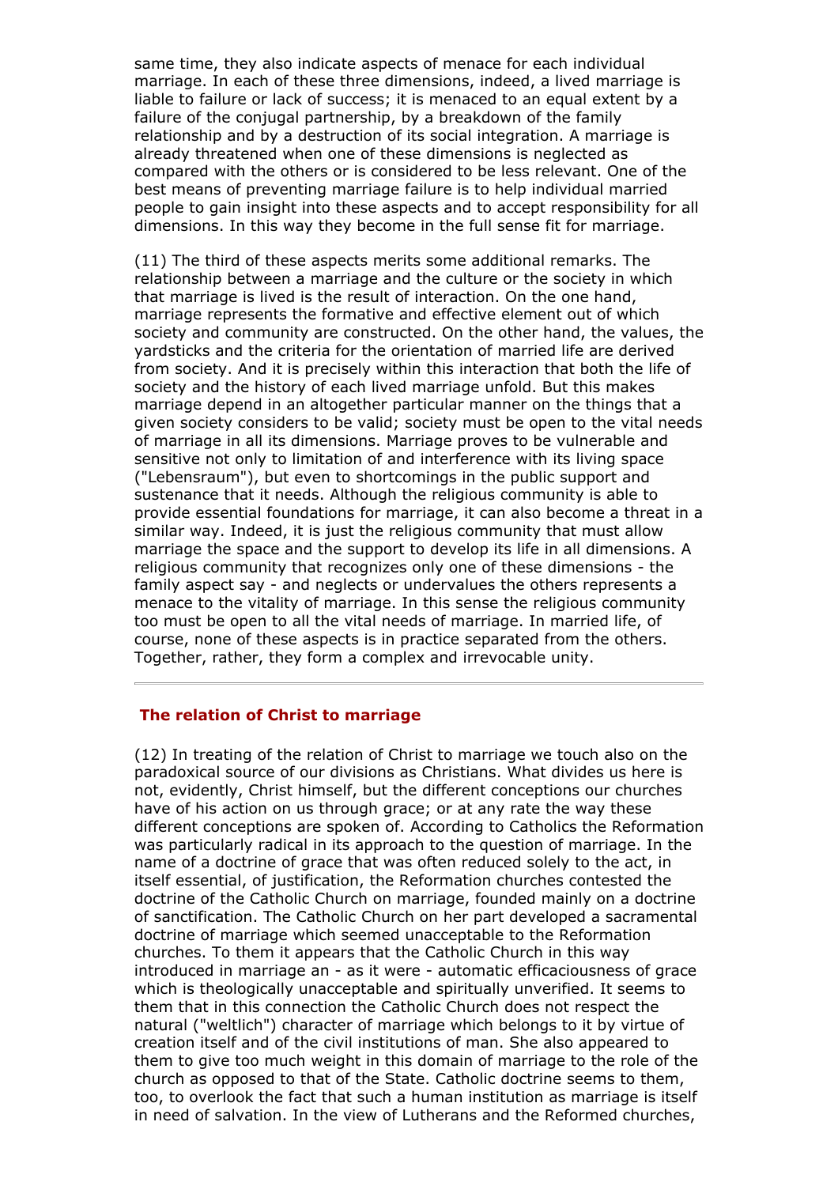same time, they also indicate aspects of menace for each individual marriage. In each of these three dimensions, indeed, a lived marriage is liable to failure or lack of success; it is menaced to an equal extent by a failure of the conjugal partnership, by a breakdown of the family relationship and by a destruction of its social integration. A marriage is already threatened when one of these dimensions is neglected as compared with the others or is considered to be less relevant. One of the best means of preventing marriage failure is to help individual married people to gain insight into these aspects and to accept responsibility for all dimensions. In this way they become in the full sense fit for marriage.

(11) The third of these aspects merits some additional remarks. The relationship between a marriage and the culture or the society in which that marriage is lived is the result of interaction. On the one hand, marriage represents the formative and effective element out of which society and community are constructed. On the other hand, the values, the yardsticks and the criteria for the orientation of married life are derived from society. And it is precisely within this interaction that both the life of society and the history of each lived marriage unfold. But this makes marriage depend in an altogether particular manner on the things that a given society considers to be valid; society must be open to the vital needs of marriage in all its dimensions. Marriage proves to be vulnerable and sensitive not only to limitation of and interference with its living space ("Lebensraum"), but even to shortcomings in the public support and sustenance that it needs. Although the religious community is able to provide essential foundations for marriage, it can also become a threat in a similar way. Indeed, it is just the religious community that must allow marriage the space and the support to develop its life in all dimensions. A religious community that recognizes only one of these dimensions - the family aspect say - and neglects or undervalues the others represents a menace to the vitality of marriage. In this sense the religious community too must be open to all the vital needs of marriage. In married life, of course, none of these aspects is in practice separated from the others. Together, rather, they form a complex and irrevocable unity.

---

## The relation of Christ to marriage

(12) In treating of the relation of Christ to marriage we touch also on the paradoxical source of our divisions as Christians. What divides us here is not, evidently, Christ himself, but the different conceptions our churches have of his action on us through grace; or at any rate the way these different conceptions are spoken of. According to Catholics the Reformation was particularly radical in its approach to the question of marriage. In the name of a doctrine of grace that was often reduced solely to the act, in itself essential, of justification, the Reformation churches contested the doctrine of the Catholic Church on marriage, founded mainly on a doctrine of sanctification. The Catholic Church on her part developed a sacramental doctrine of marriage which seemed unacceptable to the Reformation churches. To them it appears that the Catholic Church in this way introduced in marriage an - as it were - automatic efficaciousness of grace which is theologically unacceptable and spiritually unverified. It seems to them that in this connection the Catholic Church does not respect the natural ("weltlich") character of marriage which belongs to it by virtue of creation itself and of the civil institutions of man. She also appeared to them to give too much weight in this domain of marriage to the role of the church as opposed to that of the State. Catholic doctrine seems to them, too, to overlook the fact that such a human institution as marriage is itself in need of salvation. In the view of Lutherans and the Reformed churches,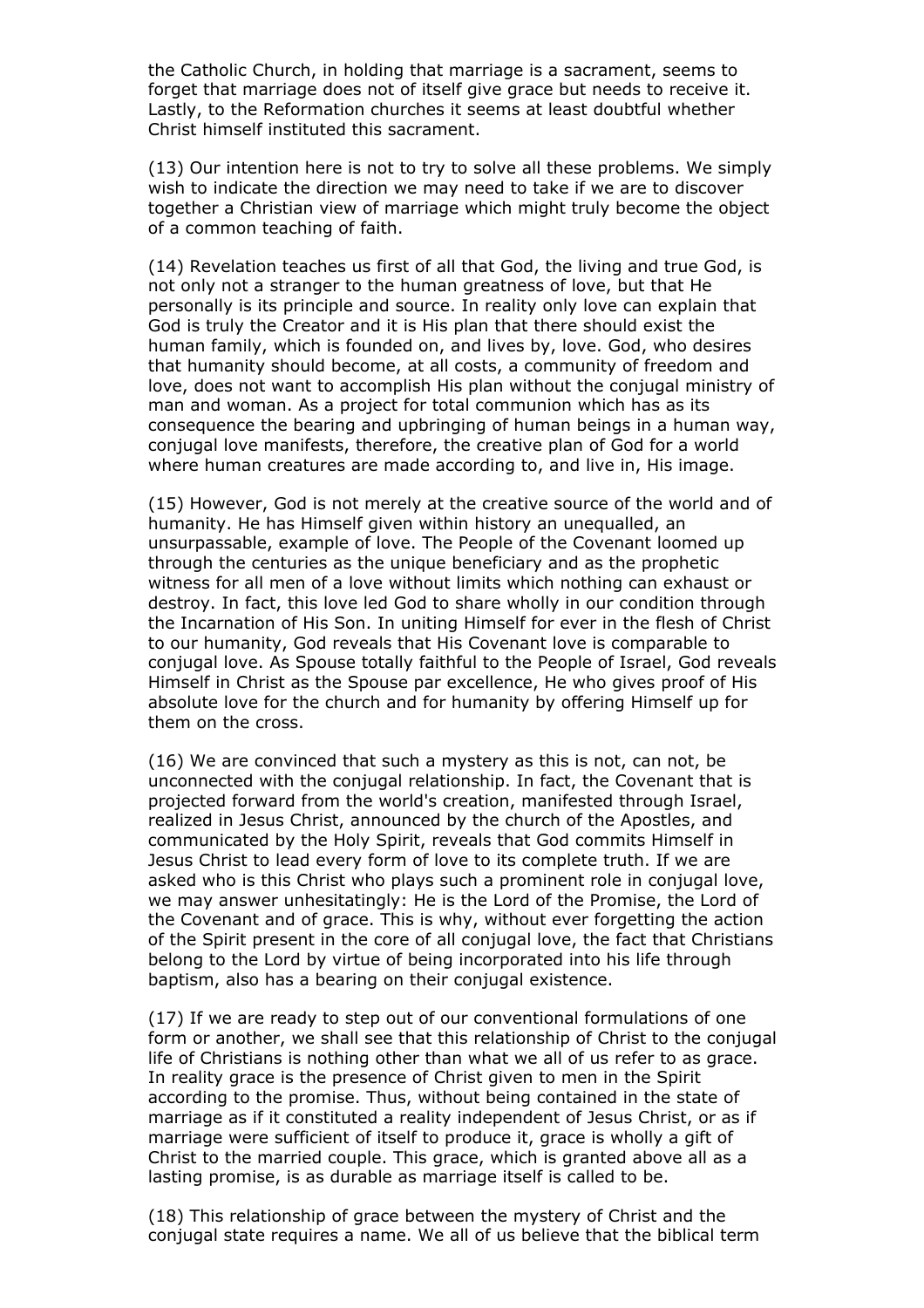the Catholic Church, in holding that marriage is a sacrament, seems to forget that marriage does not of itself give grace but needs to receive it. Lastly, to the Reformation churches it seems at least doubtful whether Christ himself instituted this sacrament.

(13) Our intention here is not to try to solve all these problems. We simply wish to indicate the direction we may need to take if we are to discover together a Christian view of marriage which might truly become the object of a common teaching of faith.

(14) Revelation teaches us first of all that God, the living and true God, is not only not a stranger to the human greatness of love, but that He personally is its principle and source. In reality only love can explain that God is truly the Creator and it is His plan that there should exist the human family, which is founded on, and lives by, love. God, who desires that humanity should become, at all costs, a community of freedom and love, does not want to accomplish His plan without the conjugal ministry of man and woman. As a project for total communion which has as its consequence the bearing and upbringing of human beings in a human way, conjugal love manifests, therefore, the creative plan of God for a world where human creatures are made according to, and live in, His image.

(15) However, God is not merely at the creative source of the world and of humanity. He has Himself given within history an unequalled, an unsurpassable, example of love. The People of the Covenant loomed up through the centuries as the unique beneficiary and as the prophetic witness for all men of a love without limits which nothing can exhaust or destroy. In fact, this love led God to share wholly in our condition through the Incarnation of His Son. In uniting Himself for ever in the flesh of Christ to our humanity, God reveals that His Covenant love is comparable to conjugal love. As Spouse totally faithful to the People of Israel, God reveals Himself in Christ as the Spouse par excellence, He who gives proof of His absolute love for the church and for humanity by offering Himself up for them on the cross.

(16) We are convinced that such a mystery as this is not, can not, be unconnected with the conjugal relationship. In fact, the Covenant that is projected forward from the world's creation, manifested through Israel, realized in Jesus Christ, announced by the church of the Apostles, and communicated by the Holy Spirit, reveals that God commits Himself in Jesus Christ to lead every form of love to its complete truth. If we are asked who is this Christ who plays such a prominent role in conjugal love, we may answer unhesitatingly: He is the Lord of the Promise, the Lord of the Covenant and of grace. This is why, without ever forgetting the action of the Spirit present in the core of all conjugal love, the fact that Christians belong to the Lord by virtue of being incorporated into his life through baptism, also has a bearing on their conjugal existence.

(17) If we are ready to step out of our conventional formulations of one form or another, we shall see that this relationship of Christ to the conjugal life of Christians is nothing other than what we all of us refer to as grace. In reality grace is the presence of Christ given to men in the Spirit according to the promise. Thus, without being contained in the state of marriage as if it constituted a reality independent of Jesus Christ, or as if marriage were sufficient of itself to produce it, grace is wholly a gift of Christ to the married couple. This grace, which is granted above all as a lasting promise, is as durable as marriage itself is called to be.

(18) This relationship of grace between the mystery of Christ and the conjugal state requires a name. We all of us believe that the biblical term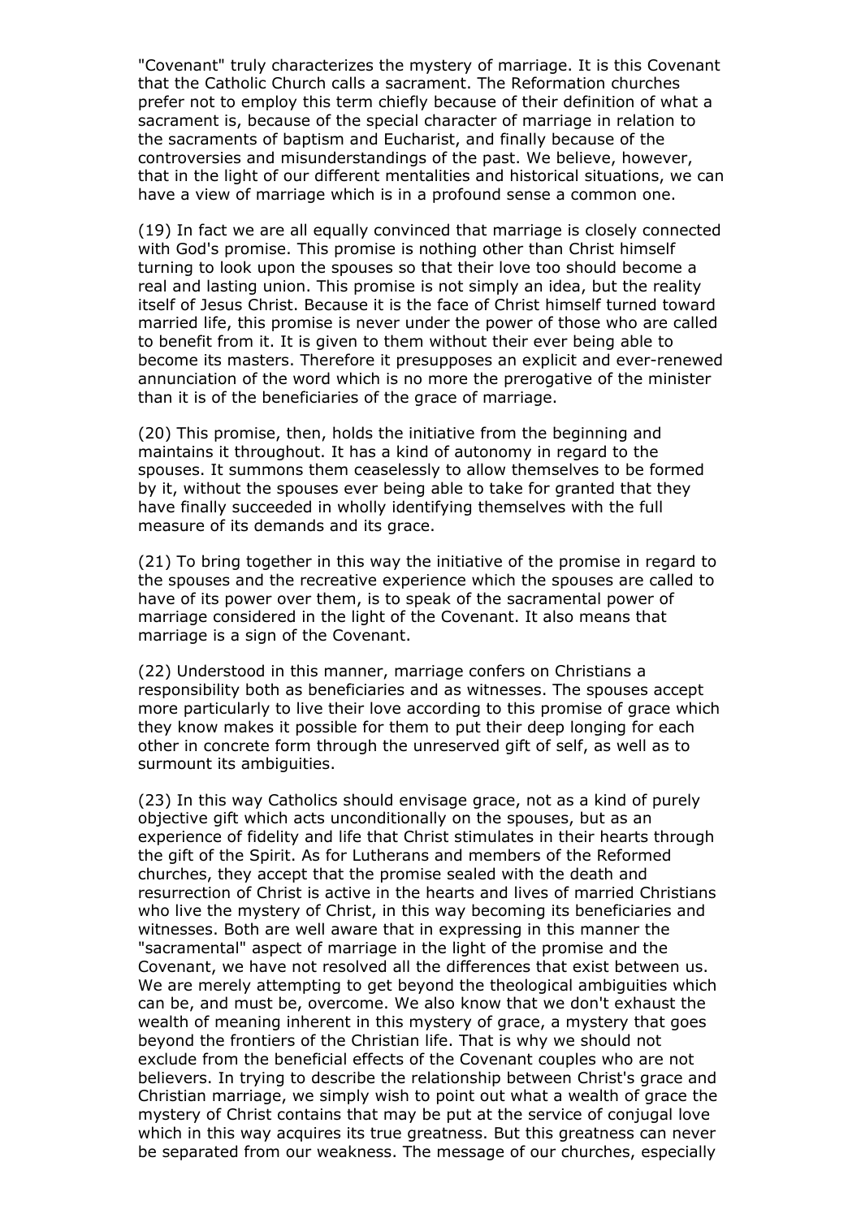"Covenant" truly characterizes the mystery of marriage. It is this Covenant that the Catholic Church calls a sacrament. The Reformation churches prefer not to employ this term chiefly because of their definition of what a sacrament is, because of the special character of marriage in relation to the sacraments of baptism and Eucharist, and finally because of the controversies and misunderstandings of the past. We believe, however, that in the light of our different mentalities and historical situations, we can have a view of marriage which is in a profound sense a common one.

(19) In fact we are all equally convinced that marriage is closely connected with God's promise. This promise is nothing other than Christ himself turning to look upon the spouses so that their love too should become a real and lasting union. This promise is not simply an idea, but the reality itself of Jesus Christ. Because it is the face of Christ himself turned toward married life, this promise is never under the power of those who are called to benefit from it. It is given to them without their ever being able to become its masters. Therefore it presupposes an explicit and ever-renewed annunciation of the word which is no more the prerogative of the minister than it is of the beneficiaries of the grace of marriage.

(20) This promise, then, holds the initiative from the beginning and maintains it throughout. It has a kind of autonomy in regard to the spouses. It summons them ceaselessly to allow themselves to be formed by it, without the spouses ever being able to take for granted that they have finally succeeded in wholly identifying themselves with the full measure of its demands and its grace.

(21) To bring together in this way the initiative of the promise in regard to the spouses and the recreative experience which the spouses are called to have of its power over them, is to speak of the sacramental power of marriage considered in the light of the Covenant. It also means that marriage is a sign of the Covenant.

(22) Understood in this manner, marriage confers on Christians a responsibility both as beneficiaries and as witnesses. The spouses accept more particularly to live their love according to this promise of grace which they know makes it possible for them to put their deep longing for each other in concrete form through the unreserved gift of self, as well as to surmount its ambiguities.

(23) In this way Catholics should envisage grace, not as a kind of purely objective gift which acts unconditionally on the spouses, but as an experience of fidelity and life that Christ stimulates in their hearts through the gift of the Spirit. As for Lutherans and members of the Reformed churches, they accept that the promise sealed with the death and resurrection of Christ is active in the hearts and lives of married Christians who live the mystery of Christ, in this way becoming its beneficiaries and witnesses. Both are well aware that in expressing in this manner the "sacramental" aspect of marriage in the light of the promise and the Covenant, we have not resolved all the differences that exist between us. We are merely attempting to get beyond the theological ambiguities which can be, and must be, overcome. We also know that we don't exhaust the wealth of meaning inherent in this mystery of grace, a mystery that goes beyond the frontiers of the Christian life. That is why we should not exclude from the beneficial effects of the Covenant couples who are not believers. In trying to describe the relationship between Christ's grace and Christian marriage, we simply wish to point out what a wealth of grace the mystery of Christ contains that may be put at the service of conjugal love which in this way acquires its true greatness. But this greatness can never be separated from our weakness. The message of our churches, especially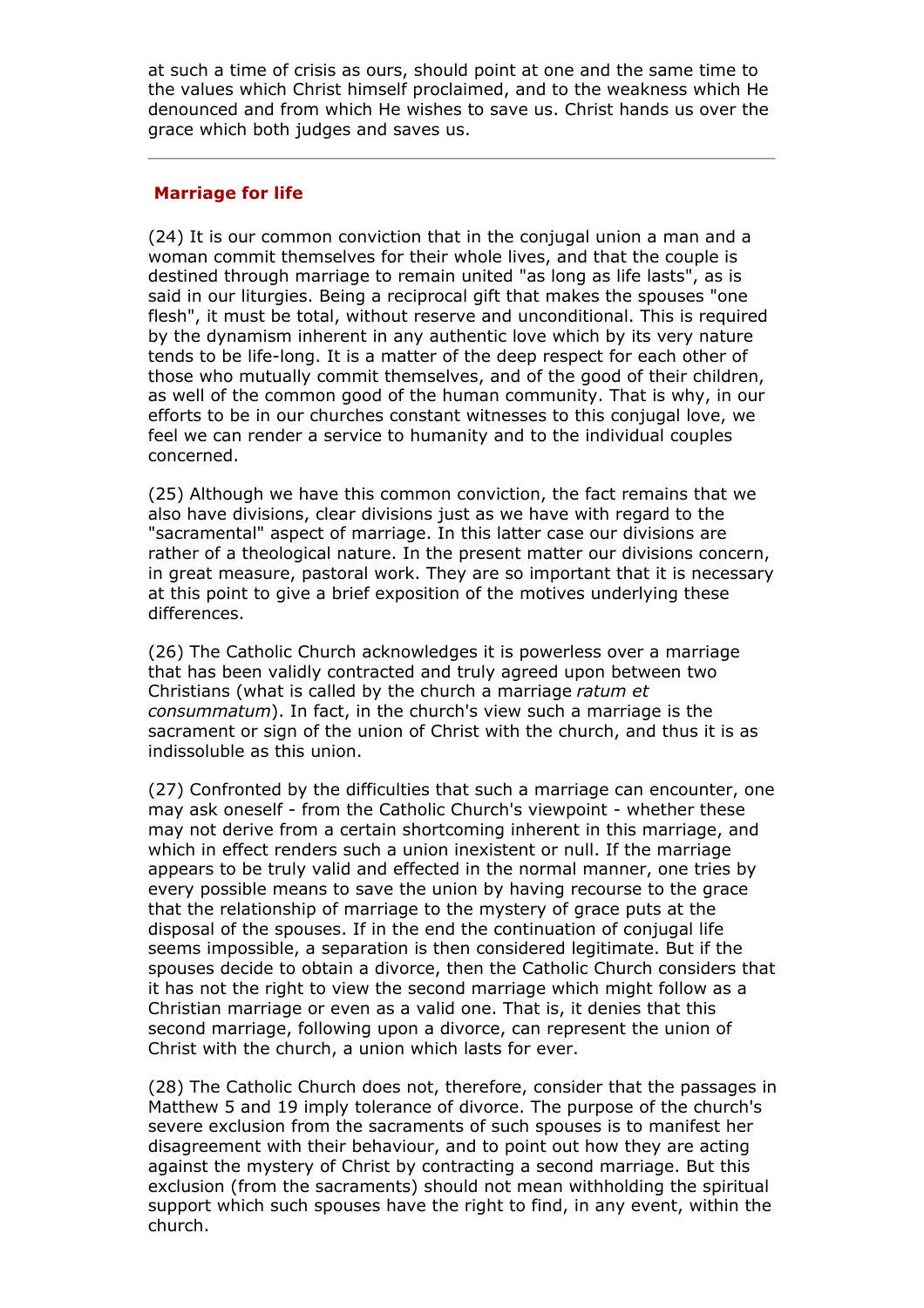at such a time of crisis as ours, should point at one and the same time to the values which Christ himself proclaimed, and to the weakness which He denounced and from which He wishes to save us. Christ hands us over the grace which both judges and saves us.

---

## Marriage for life

(24) It is our common conviction that in the conjugal union a man and a woman commit themselves for their whole lives, and that the couple is destined through marriage to remain united "as long as life lasts", as is said in our liturgies. Being a reciprocal gift that makes the spouses "one flesh", it must be total, without reserve and unconditional. This is required by the dynamism inherent in any authentic love which by its very nature tends to be life-long. It is a matter of the deep respect for each other of those who mutually commit themselves, and of the good of their children, as well of the common good of the human community. That is why, in our efforts to be in our churches constant witnesses to this conjugal love, we feel we can render a service to humanity and to the individual couples concerned.

(25) Although we have this common conviction, the fact remains that we also have divisions, clear divisions just as we have with regard to the "sacramental" aspect of marriage. In this latter case our divisions are rather of a theological nature. In the present matter our divisions concern, in great measure, pastoral work. They are so important that it is necessary at this point to give a brief exposition of the motives underlying these differences.

(26) The Catholic Church acknowledges it is powerless over a marriage that has been validly contracted and truly agreed upon between two Christians (what is called by the church a marriage *ratum et consummatum*). In fact, in the church's view such a marriage is the sacrament or sign of the union of Christ with the church, and thus it is as indissoluble as this union.

(27) Confronted by the difficulties that such a marriage can encounter, one may ask oneself - from the Catholic Church's viewpoint - whether these may not derive from a certain shortcoming inherent in this marriage, and which in effect renders such a union inexistent or null. If the marriage appears to be truly valid and effected in the normal manner, one tries by every possible means to save the union by having recourse to the grace that the relationship of marriage to the mystery of grace puts at the disposal of the spouses. If in the end the continuation of conjugal life seems impossible, a separation is then considered legitimate. But if the spouses decide to obtain a divorce, then the Catholic Church considers that it has not the right to view the second marriage which might follow as a Christian marriage or even as a valid one. That is, it denies that this second marriage, following upon a divorce, can represent the union of Christ with the church, a union which lasts for ever.

(28) The Catholic Church does not, therefore, consider that the passages in Matthew 5 and 19 imply tolerance of divorce. The purpose of the church's severe exclusion from the sacraments of such spouses is to manifest her disagreement with their behaviour, and to point out how they are acting against the mystery of Christ by contracting a second marriage. But this exclusion (from the sacraments) should not mean withholding the spiritual support which such spouses have the right to find, in any event, within the church.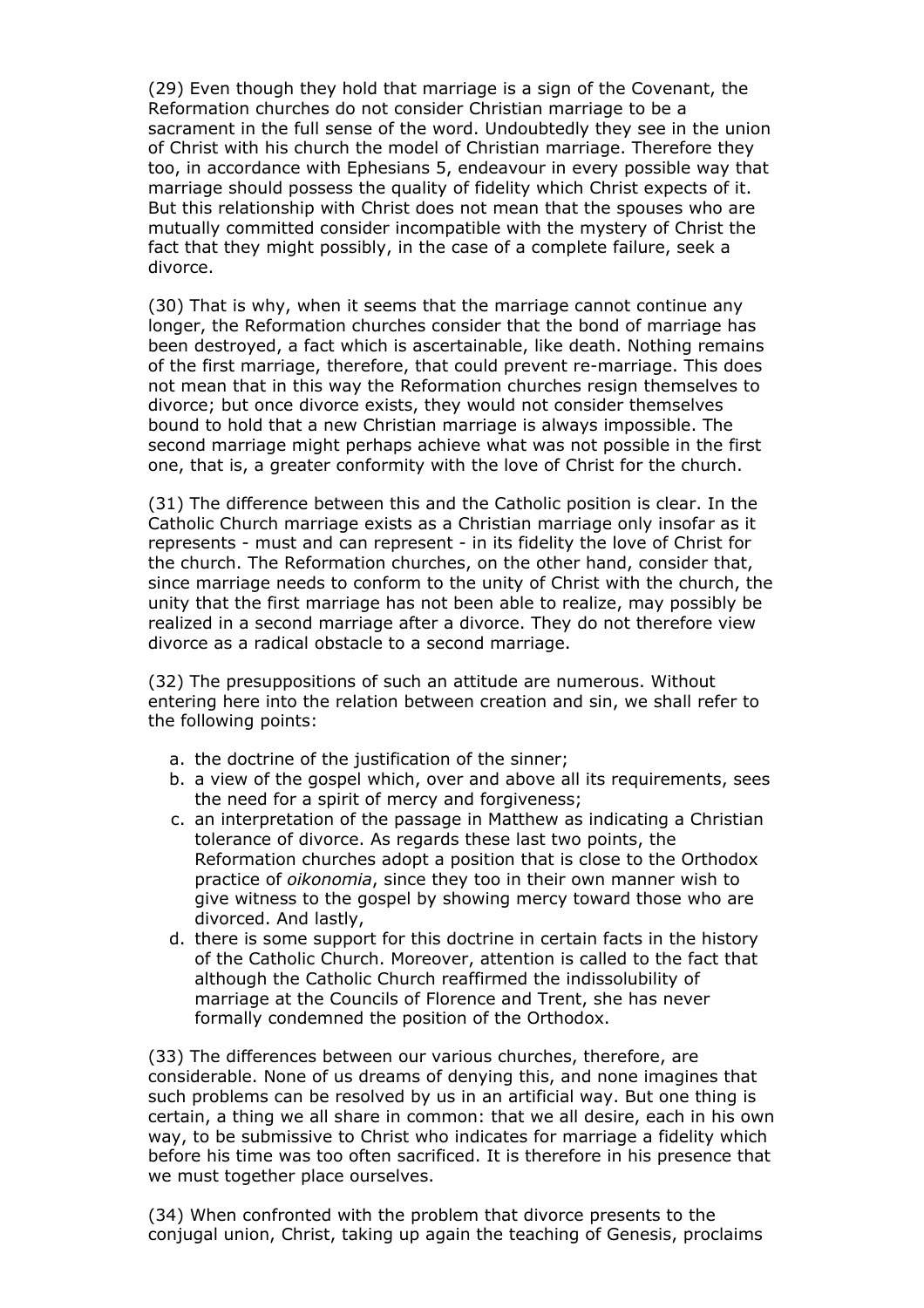(29) Even though they hold that marriage is a sign of the Covenant, the Reformation churches do not consider Christian marriage to be a sacrament in the full sense of the word. Undoubtedly they see in the union of Christ with his church the model of Christian marriage. Therefore they too, in accordance with Ephesians 5, endeavour in every possible way that marriage should possess the quality of fidelity which Christ expects of it. But this relationship with Christ does not mean that the spouses who are mutually committed consider incompatible with the mystery of Christ the fact that they might possibly, in the case of a complete failure, seek a divorce.

(30) That is why, when it seems that the marriage cannot continue any longer, the Reformation churches consider that the bond of marriage has been destroyed, a fact which is ascertainable, like death. Nothing remains of the first marriage, therefore, that could prevent re-marriage. This does not mean that in this way the Reformation churches resign themselves to divorce; but once divorce exists, they would not consider themselves bound to hold that a new Christian marriage is always impossible. The second marriage might perhaps achieve what was not possible in the first one, that is, a greater conformity with the love of Christ for the church.

(31) The difference between this and the Catholic position is clear. In the Catholic Church marriage exists as a Christian marriage only insofar as it represents - must and can represent - in its fidelity the love of Christ for the church. The Reformation churches, on the other hand, consider that, since marriage needs to conform to the unity of Christ with the church, the unity that the first marriage has not been able to realize, may possibly be realized in a second marriage after a divorce. They do not therefore view divorce as a radical obstacle to a second marriage.

(32) The presuppositions of such an attitude are numerous. Without entering here into the relation between creation and sin, we shall refer to the following points:

a. the doctrine of the justification of the sinner;
b. a view of the gospel which, over and above all its requirements, sees the need for a spirit of mercy and forgiveness;
c. an interpretation of the passage in Matthew as indicating a Christian tolerance of divorce. As regards these last two points, the Reformation churches adopt a position that is close to the Orthodox practice of *oikonomia*, since they too in their own manner wish to give witness to the gospel by showing mercy toward those who are divorced. And lastly,
d. there is some support for this doctrine in certain facts in the history of the Catholic Church. Moreover, attention is called to the fact that although the Catholic Church reaffirmed the indissolubility of marriage at the Councils of Florence and Trent, she has never formally condemned the position of the Orthodox.

(33) The differences between our various churches, therefore, are considerable. None of us dreams of denying this, and none imagines that such problems can be resolved by us in an artificial way. But one thing is certain, a thing we all share in common: that we all desire, each in his own way, to be submissive to Christ who indicates for marriage a fidelity which before his time was too often sacrificed. It is therefore in his presence that we must together place ourselves.

(34) When confronted with the problem that divorce presents to the conjugal union, Christ, taking up again the teaching of Genesis, proclaims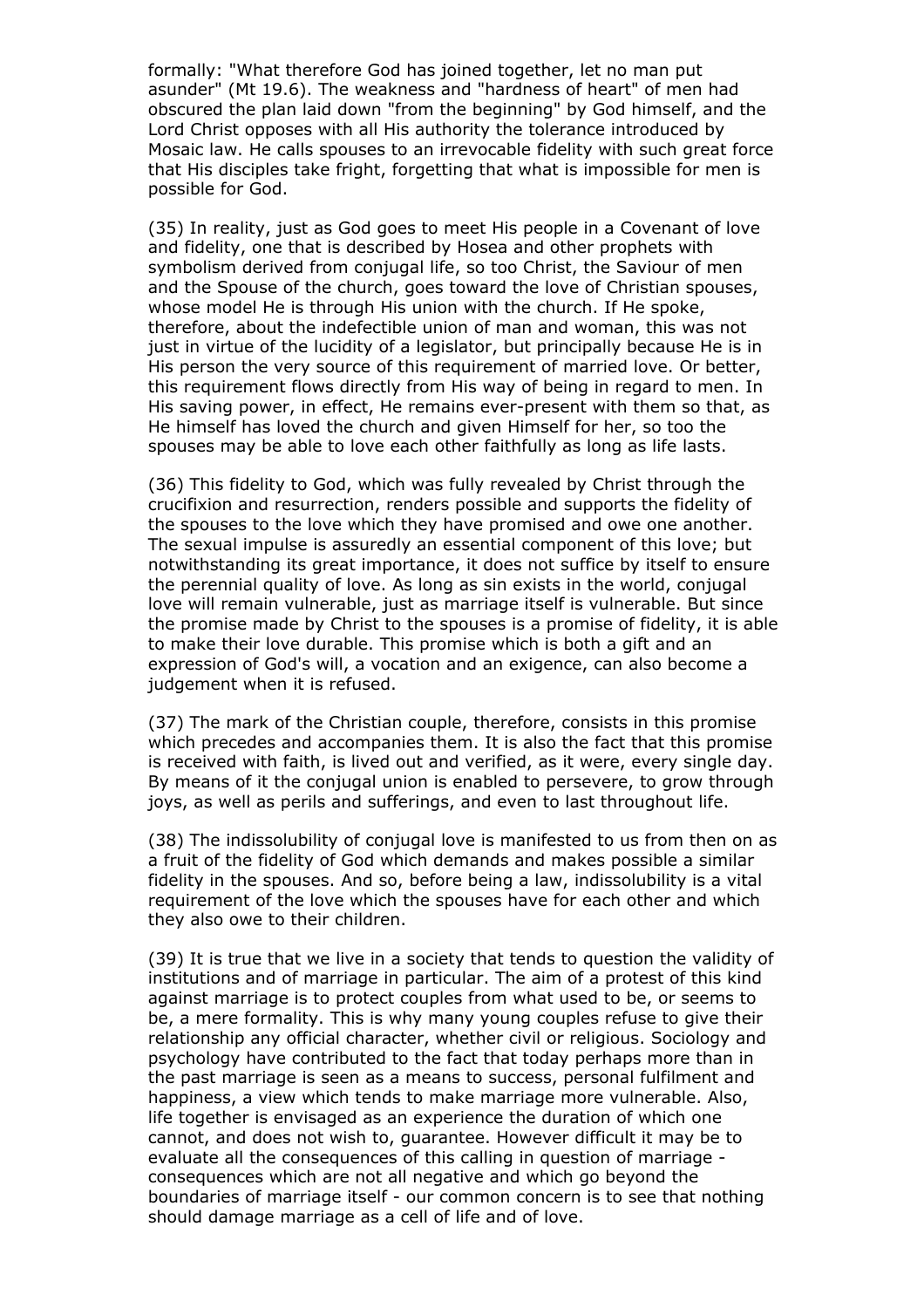formally: "What therefore God has joined together, let no man put asunder" (Mt 19.6). The weakness and "hardness of heart" of men had obscured the plan laid down "from the beginning" by God himself, and the Lord Christ opposes with all His authority the tolerance introduced by Mosaic law. He calls spouses to an irrevocable fidelity with such great force that His disciples take fright, forgetting that what is impossible for men is possible for God.

(35) In reality, just as God goes to meet His people in a Covenant of love and fidelity, one that is described by Hosea and other prophets with symbolism derived from conjugal life, so too Christ, the Saviour of men and the Spouse of the church, goes toward the love of Christian spouses, whose model He is through His union with the church. If He spoke, therefore, about the indefectible union of man and woman, this was not just in virtue of the lucidity of a legislator, but principally because He is in His person the very source of this requirement of married love. Or better, this requirement flows directly from His way of being in regard to men. In His saving power, in effect, He remains ever-present with them so that, as He himself has loved the church and given Himself for her, so too the spouses may be able to love each other faithfully as long as life lasts.

(36) This fidelity to God, which was fully revealed by Christ through the crucifixion and resurrection, renders possible and supports the fidelity of the spouses to the love which they have promised and owe one another. The sexual impulse is assuredly an essential component of this love; but notwithstanding its great importance, it does not suffice by itself to ensure the perennial quality of love. As long as sin exists in the world, conjugal love will remain vulnerable, just as marriage itself is vulnerable. But since the promise made by Christ to the spouses is a promise of fidelity, it is able to make their love durable. This promise which is both a gift and an expression of God's will, a vocation and an exigence, can also become a judgement when it is refused.

(37) The mark of the Christian couple, therefore, consists in this promise which precedes and accompanies them. It is also the fact that this promise is received with faith, is lived out and verified, as it were, every single day. By means of it the conjugal union is enabled to persevere, to grow through joys, as well as perils and sufferings, and even to last throughout life.

(38) The indissolubility of conjugal love is manifested to us from then on as a fruit of the fidelity of God which demands and makes possible a similar fidelity in the spouses. And so, before being a law, indissolubility is a vital requirement of the love which the spouses have for each other and which they also owe to their children.

(39) It is true that we live in a society that tends to question the validity of institutions and of marriage in particular. The aim of a protest of this kind against marriage is to protect couples from what used to be, or seems to be, a mere formality. This is why many young couples refuse to give their relationship any official character, whether civil or religious. Sociology and psychology have contributed to the fact that today perhaps more than in the past marriage is seen as a means to success, personal fulfilment and happiness, a view which tends to make marriage more vulnerable. Also, life together is envisaged as an experience the duration of which one cannot, and does not wish to, guarantee. However difficult it may be to evaluate all the consequences of this calling in question of marriage - consequences which are not all negative and which go beyond the boundaries of marriage itself - our common concern is to see that nothing should damage marriage as a cell of life and of love.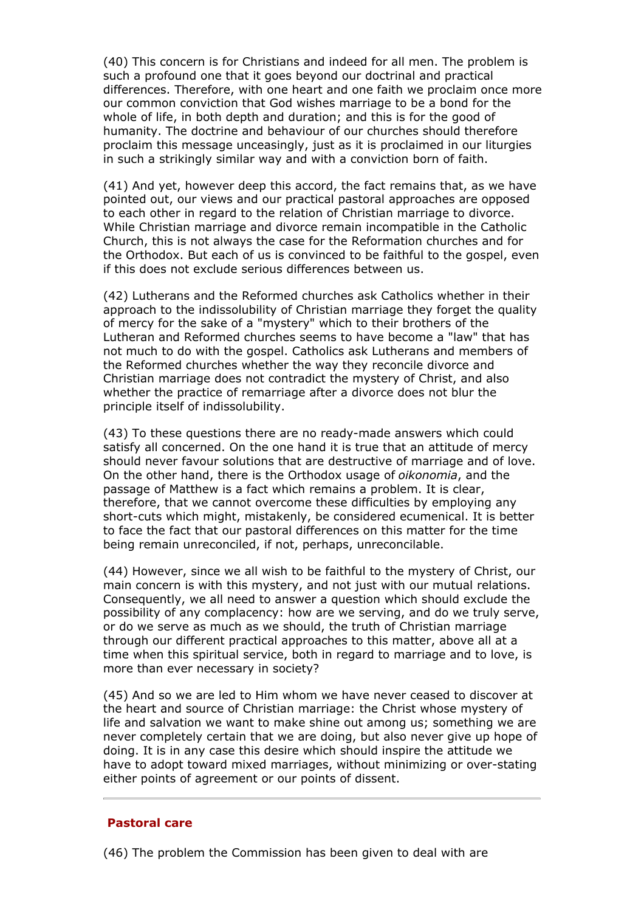(40) This concern is for Christians and indeed for all men. The problem is such a profound one that it goes beyond our doctrinal and practical differences. Therefore, with one heart and one faith we proclaim once more our common conviction that God wishes marriage to be a bond for the whole of life, in both depth and duration; and this is for the good of humanity. The doctrine and behaviour of our churches should therefore proclaim this message unceasingly, just as it is proclaimed in our liturgies in such a strikingly similar way and with a conviction born of faith.

(41) And yet, however deep this accord, the fact remains that, as we have pointed out, our views and our practical pastoral approaches are opposed to each other in regard to the relation of Christian marriage to divorce. While Christian marriage and divorce remain incompatible in the Catholic Church, this is not always the case for the Reformation churches and for the Orthodox. But each of us is convinced to be faithful to the gospel, even if this does not exclude serious differences between us.

(42) Lutherans and the Reformed churches ask Catholics whether in their approach to the indissolubility of Christian marriage they forget the quality of mercy for the sake of a "mystery" which to their brothers of the Lutheran and Reformed churches seems to have become a "law" that has not much to do with the gospel. Catholics ask Lutherans and members of the Reformed churches whether the way they reconcile divorce and Christian marriage does not contradict the mystery of Christ, and also whether the practice of remarriage after a divorce does not blur the principle itself of indissolubility.

(43) To these questions there are no ready-made answers which could satisfy all concerned. On the one hand it is true that an attitude of mercy should never favour solutions that are destructive of marriage and of love. On the other hand, there is the Orthodox usage of *oikonomia*, and the passage of Matthew is a fact which remains a problem. It is clear, therefore, that we cannot overcome these difficulties by employing any short-cuts which might, mistakenly, be considered ecumenical. It is better to face the fact that our pastoral differences on this matter for the time being remain unreconciled, if not, perhaps, unreconcilable.

(44) However, since we all wish to be faithful to the mystery of Christ, our main concern is with this mystery, and not just with our mutual relations. Consequently, we all need to answer a question which should exclude the possibility of any complacency: how are we serving, and do we truly serve, or do we serve as much as we should, the truth of Christian marriage through our different practical approaches to this matter, above all at a time when this spiritual service, both in regard to marriage and to love, is more than ever necessary in society?

(45) And so we are led to Him whom we have never ceased to discover at the heart and source of Christian marriage: the Christ whose mystery of life and salvation we want to make shine out among us; something we are never completely certain that we are doing, but also never give up hope of doing. It is in any case this desire which should inspire the attitude we have to adopt toward mixed marriages, without minimizing or over-stating either points of agreement or our points of dissent.

---

### Pastoral care

(46) The problem the Commission has been given to deal with are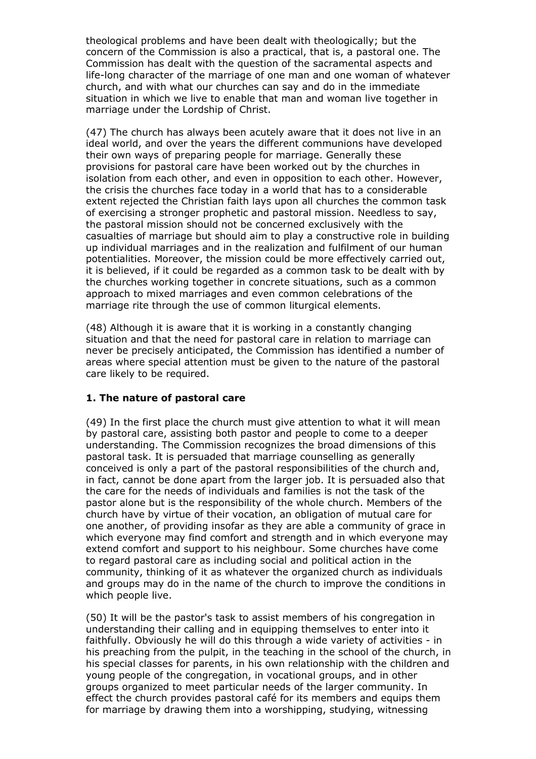theological problems and have been dealt with theologically; but the concern of the Commission is also a practical, that is, a pastoral one. The Commission has dealt with the question of the sacramental aspects and life-long character of the marriage of one man and one woman of whatever church, and with what our churches can say and do in the immediate situation in which we live to enable that man and woman live together in marriage under the Lordship of Christ.

(47) The church has always been acutely aware that it does not live in an ideal world, and over the years the different communions have developed their own ways of preparing people for marriage. Generally these provisions for pastoral care have been worked out by the churches in isolation from each other, and even in opposition to each other. However, the crisis the churches face today in a world that has to a considerable extent rejected the Christian faith lays upon all churches the common task of exercising a stronger prophetic and pastoral mission. Needless to say, the pastoral mission should not be concerned exclusively with the casualties of marriage but should aim to play a constructive role in building up individual marriages and in the realization and fulfilment of our human potentialities. Moreover, the mission could be more effectively carried out, it is believed, if it could be regarded as a common task to be dealt with by the churches working together in concrete situations, such as a common approach to mixed marriages and even common celebrations of the marriage rite through the use of common liturgical elements.

(48) Although it is aware that it is working in a constantly changing situation and that the need for pastoral care in relation to marriage can never be precisely anticipated, the Commission has identified a number of areas where special attention must be given to the nature of the pastoral care likely to be required.

### 1. The nature of pastoral care

(49) In the first place the church must give attention to what it will mean by pastoral care, assisting both pastor and people to come to a deeper understanding. The Commission recognizes the broad dimensions of this pastoral task. It is persuaded that marriage counselling as generally conceived is only a part of the pastoral responsibilities of the church and, in fact, cannot be done apart from the larger job. It is persuaded also that the care for the needs of individuals and families is not the task of the pastor alone but is the responsibility of the whole church. Members of the church have by virtue of their vocation, an obligation of mutual care for one another, of providing insofar as they are able a community of grace in which everyone may find comfort and strength and in which everyone may extend comfort and support to his neighbour. Some churches have come to regard pastoral care as including social and political action in the community, thinking of it as whatever the organized church as individuals and groups may do in the name of the church to improve the conditions in which people live.

(50) It will be the pastor's task to assist members of his congregation in understanding their calling and in equipping themselves to enter into it faithfully. Obviously he will do this through a wide variety of activities - in his preaching from the pulpit, in the teaching in the school of the church, in his special classes for parents, in his own relationship with the children and young people of the congregation, in vocational groups, and in other groups organized to meet particular needs of the larger community. In effect the church provides pastoral café for its members and equips them for marriage by drawing them into a worshipping, studying, witnessing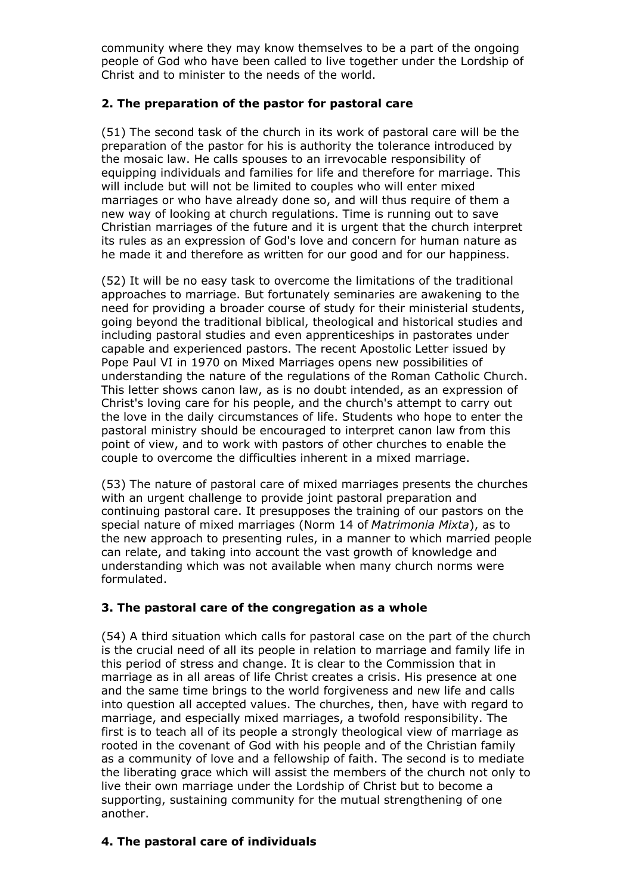community where they may know themselves to be a part of the ongoing people of God who have been called to live together under the Lordship of Christ and to minister to the needs of the world.

### 2. The preparation of the pastor for pastoral care

(51) The second task of the church in its work of pastoral care will be the preparation of the pastor for his is authority the tolerance introduced by the mosaic law. He calls spouses to an irrevocable responsibility of equipping individuals and families for life and therefore for marriage. This will include but will not be limited to couples who will enter mixed marriages or who have already done so, and will thus require of them a new way of looking at church regulations. Time is running out to save Christian marriages of the future and it is urgent that the church interpret its rules as an expression of God's love and concern for human nature as he made it and therefore as written for our good and for our happiness.

(52) It will be no easy task to overcome the limitations of the traditional approaches to marriage. But fortunately seminaries are awakening to the need for providing a broader course of study for their ministerial students, going beyond the traditional biblical, theological and historical studies and including pastoral studies and even apprenticeships in pastorates under capable and experienced pastors. The recent Apostolic Letter issued by Pope Paul VI in 1970 on Mixed Marriages opens new possibilities of understanding the nature of the regulations of the Roman Catholic Church. This letter shows canon law, as is no doubt intended, as an expression of Christ's loving care for his people, and the church's attempt to carry out the love in the daily circumstances of life. Students who hope to enter the pastoral ministry should be encouraged to interpret canon law from this point of view, and to work with pastors of other churches to enable the couple to overcome the difficulties inherent in a mixed marriage.

(53) The nature of pastoral care of mixed marriages presents the churches with an urgent challenge to provide joint pastoral preparation and continuing pastoral care. It presupposes the training of our pastors on the special nature of mixed marriages (Norm 14 of *Matrimonia Mixta*), as to the new approach to presenting rules, in a manner to which married people can relate, and taking into account the vast growth of knowledge and understanding which was not available when many church norms were formulated.

### 3. The pastoral care of the congregation as a whole

(54) A third situation which calls for pastoral case on the part of the church is the crucial need of all its people in relation to marriage and family life in this period of stress and change. It is clear to the Commission that in marriage as in all areas of life Christ creates a crisis. His presence at one and the same time brings to the world forgiveness and new life and calls into question all accepted values. The churches, then, have with regard to marriage, and especially mixed marriages, a twofold responsibility. The first is to teach all of its people a strongly theological view of marriage as rooted in the covenant of God with his people and of the Christian family as a community of love and a fellowship of faith. The second is to mediate the liberating grace which will assist the members of the church not only to live their own marriage under the Lordship of Christ but to become a supporting, sustaining community for the mutual strengthening of one another.

### 4. The pastoral care of individuals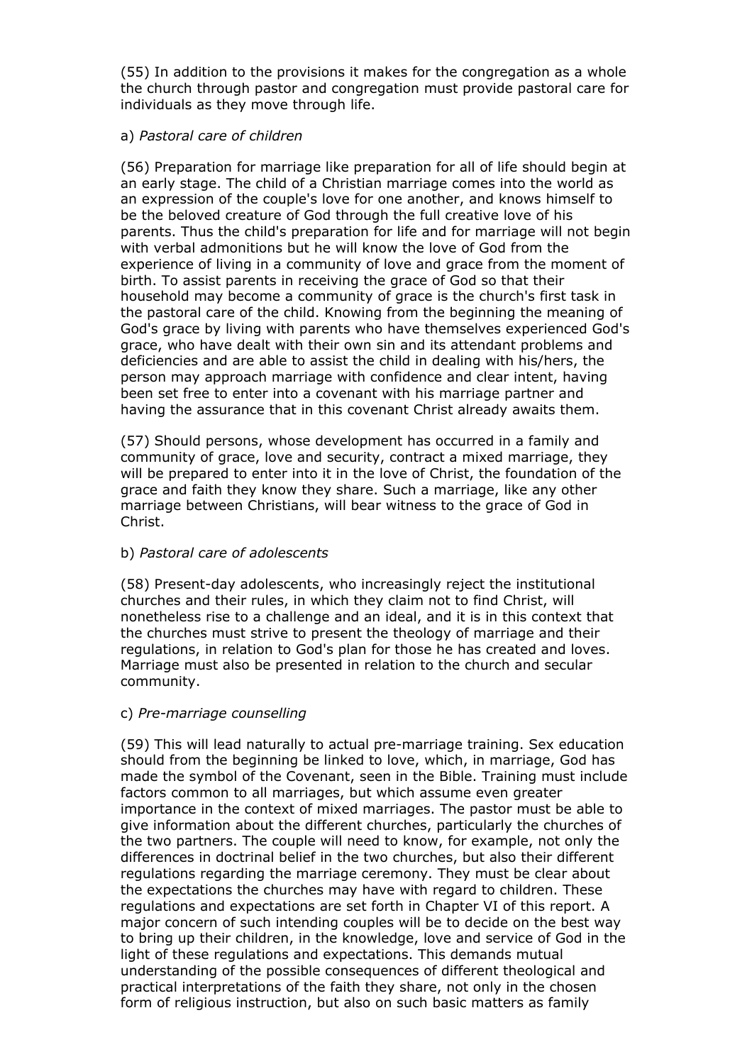(55) In addition to the provisions it makes for the congregation as a whole the church through pastor and congregation must provide pastoral care for individuals as they move through life.

a) *Pastoral care of children*

(56) Preparation for marriage like preparation for all of life should begin at an early stage. The child of a Christian marriage comes into the world as an expression of the couple's love for one another, and knows himself to be the beloved creature of God through the full creative love of his parents. Thus the child's preparation for life and for marriage will not begin with verbal admonitions but he will know the love of God from the experience of living in a community of love and grace from the moment of birth. To assist parents in receiving the grace of God so that their household may become a community of grace is the church's first task in the pastoral care of the child. Knowing from the beginning the meaning of God's grace by living with parents who have themselves experienced God's grace, who have dealt with their own sin and its attendant problems and deficiencies and are able to assist the child in dealing with his/hers, the person may approach marriage with confidence and clear intent, having been set free to enter into a covenant with his marriage partner and having the assurance that in this covenant Christ already awaits them.

(57) Should persons, whose development has occurred in a family and community of grace, love and security, contract a mixed marriage, they will be prepared to enter into it in the love of Christ, the foundation of the grace and faith they know they share. Such a marriage, like any other marriage between Christians, will bear witness to the grace of God in Christ.

b) *Pastoral care of adolescents*

(58) Present-day adolescents, who increasingly reject the institutional churches and their rules, in which they claim not to find Christ, will nonetheless rise to a challenge and an ideal, and it is in this context that the churches must strive to present the theology of marriage and their regulations, in relation to God's plan for those he has created and loves. Marriage must also be presented in relation to the church and secular community.

c) *Pre-marriage counselling*

(59) This will lead naturally to actual pre-marriage training. Sex education should from the beginning be linked to love, which, in marriage, God has made the symbol of the Covenant, seen in the Bible. Training must include factors common to all marriages, but which assume even greater importance in the context of mixed marriages. The pastor must be able to give information about the different churches, particularly the churches of the two partners. The couple will need to know, for example, not only the differences in doctrinal belief in the two churches, but also their different regulations regarding the marriage ceremony. They must be clear about the expectations the churches may have with regard to children. These regulations and expectations are set forth in Chapter VI of this report. A major concern of such intending couples will be to decide on the best way to bring up their children, in the knowledge, love and service of God in the light of these regulations and expectations. This demands mutual understanding of the possible consequences of different theological and practical interpretations of the faith they share, not only in the chosen form of religious instruction, but also on such basic matters as family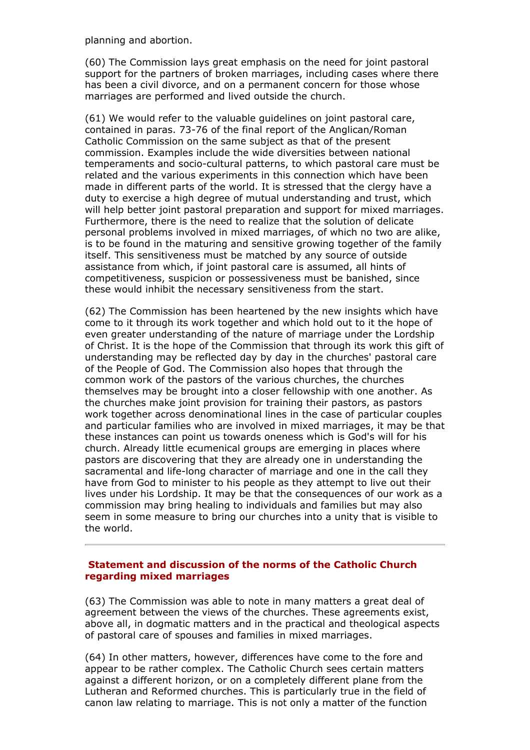planning and abortion.

(60) The Commission lays great emphasis on the need for joint pastoral support for the partners of broken marriages, including cases where there has been a civil divorce, and on a permanent concern for those whose marriages are performed and lived outside the church.

(61) We would refer to the valuable guidelines on joint pastoral care, contained in paras. 73-76 of the final report of the Anglican/Roman Catholic Commission on the same subject as that of the present commission. Examples include the wide diversities between national temperaments and socio-cultural patterns, to which pastoral care must be related and the various experiments in this connection which have been made in different parts of the world. It is stressed that the clergy have a duty to exercise a high degree of mutual understanding and trust, which will help better joint pastoral preparation and support for mixed marriages. Furthermore, there is the need to realize that the solution of delicate personal problems involved in mixed marriages, of which no two are alike, is to be found in the maturing and sensitive growing together of the family itself. This sensitiveness must be matched by any source of outside assistance from which, if joint pastoral care is assumed, all hints of competitiveness, suspicion or possessiveness must be banished, since these would inhibit the necessary sensitiveness from the start.

(62) The Commission has been heartened by the new insights which have come to it through its work together and which hold out to it the hope of even greater understanding of the nature of marriage under the Lordship of Christ. It is the hope of the Commission that through its work this gift of understanding may be reflected day by day in the churches' pastoral care of the People of God. The Commission also hopes that through the common work of the pastors of the various churches, the churches themselves may be brought into a closer fellowship with one another. As the churches make joint provision for training their pastors, as pastors work together across denominational lines in the case of particular couples and particular families who are involved in mixed marriages, it may be that these instances can point us towards oneness which is God's will for his church. Already little ecumenical groups are emerging in places where pastors are discovering that they are already one in understanding the sacramental and life-long character of marriage and one in the call they have from God to minister to his people as they attempt to live out their lives under his Lordship. It may be that the consequences of our work as a commission may bring healing to individuals and families but may also seem in some measure to bring our churches into a unity that is visible to the world.

---

## Statement and discussion of the norms of the Catholic Church regarding mixed marriages

(63) The Commission was able to note in many matters a great deal of agreement between the views of the churches. These agreements exist, above all, in dogmatic matters and in the practical and theological aspects of pastoral care of spouses and families in mixed marriages.

(64) In other matters, however, differences have come to the fore and appear to be rather complex. The Catholic Church sees certain matters against a different horizon, or on a completely different plane from the Lutheran and Reformed churches. This is particularly true in the field of canon law relating to marriage. This is not only a matter of the function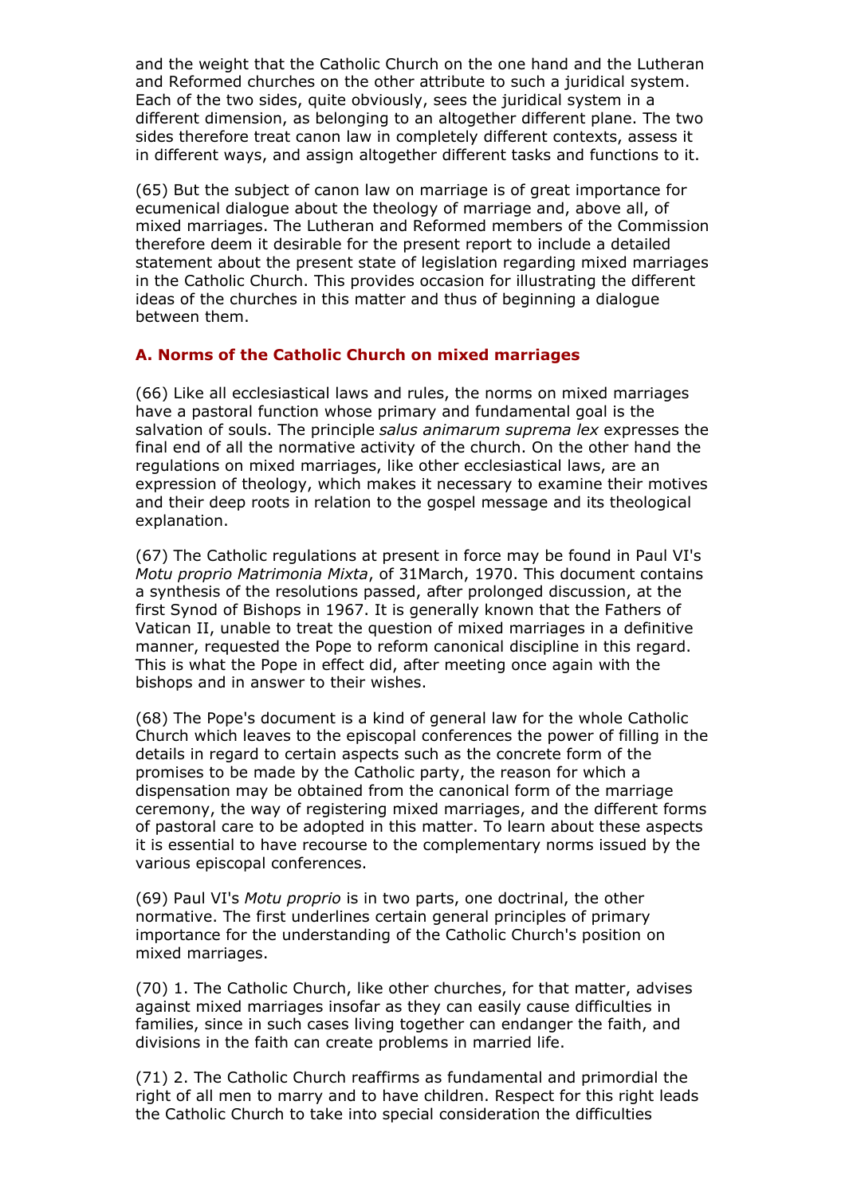and the weight that the Catholic Church on the one hand and the Lutheran and Reformed churches on the other attribute to such a juridical system. Each of the two sides, quite obviously, sees the juridical system in a different dimension, as belonging to an altogether different plane. The two sides therefore treat canon law in completely different contexts, assess it in different ways, and assign altogether different tasks and functions to it.

(65) But the subject of canon law on marriage is of great importance for ecumenical dialogue about the theology of marriage and, above all, of mixed marriages. The Lutheran and Reformed members of the Commission therefore deem it desirable for the present report to include a detailed statement about the present state of legislation regarding mixed marriages in the Catholic Church. This provides occasion for illustrating the different ideas of the churches in this matter and thus of beginning a dialogue between them.

### A. Norms of the Catholic Church on mixed marriages

(66) Like all ecclesiastical laws and rules, the norms on mixed marriages have a pastoral function whose primary and fundamental goal is the salvation of souls. The principle *salus animarum suprema lex* expresses the final end of all the normative activity of the church. On the other hand the regulations on mixed marriages, like other ecclesiastical laws, are an expression of theology, which makes it necessary to examine their motives and their deep roots in relation to the gospel message and its theological explanation.

(67) The Catholic regulations at present in force may be found in Paul VI's *Motu proprio Matrimonia Mixta*, of 31March, 1970. This document contains a synthesis of the resolutions passed, after prolonged discussion, at the first Synod of Bishops in 1967. It is generally known that the Fathers of Vatican II, unable to treat the question of mixed marriages in a definitive manner, requested the Pope to reform canonical discipline in this regard. This is what the Pope in effect did, after meeting once again with the bishops and in answer to their wishes.

(68) The Pope's document is a kind of general law for the whole Catholic Church which leaves to the episcopal conferences the power of filling in the details in regard to certain aspects such as the concrete form of the promises to be made by the Catholic party, the reason for which a dispensation may be obtained from the canonical form of the marriage ceremony, the way of registering mixed marriages, and the different forms of pastoral care to be adopted in this matter. To learn about these aspects it is essential to have recourse to the complementary norms issued by the various episcopal conferences.

(69) Paul VI's *Motu proprio* is in two parts, one doctrinal, the other normative. The first underlines certain general principles of primary importance for the understanding of the Catholic Church's position on mixed marriages.

(70) 1. The Catholic Church, like other churches, for that matter, advises against mixed marriages insofar as they can easily cause difficulties in families, since in such cases living together can endanger the faith, and divisions in the faith can create problems in married life.

(71) 2. The Catholic Church reaffirms as fundamental and primordial the right of all men to marry and to have children. Respect for this right leads the Catholic Church to take into special consideration the difficulties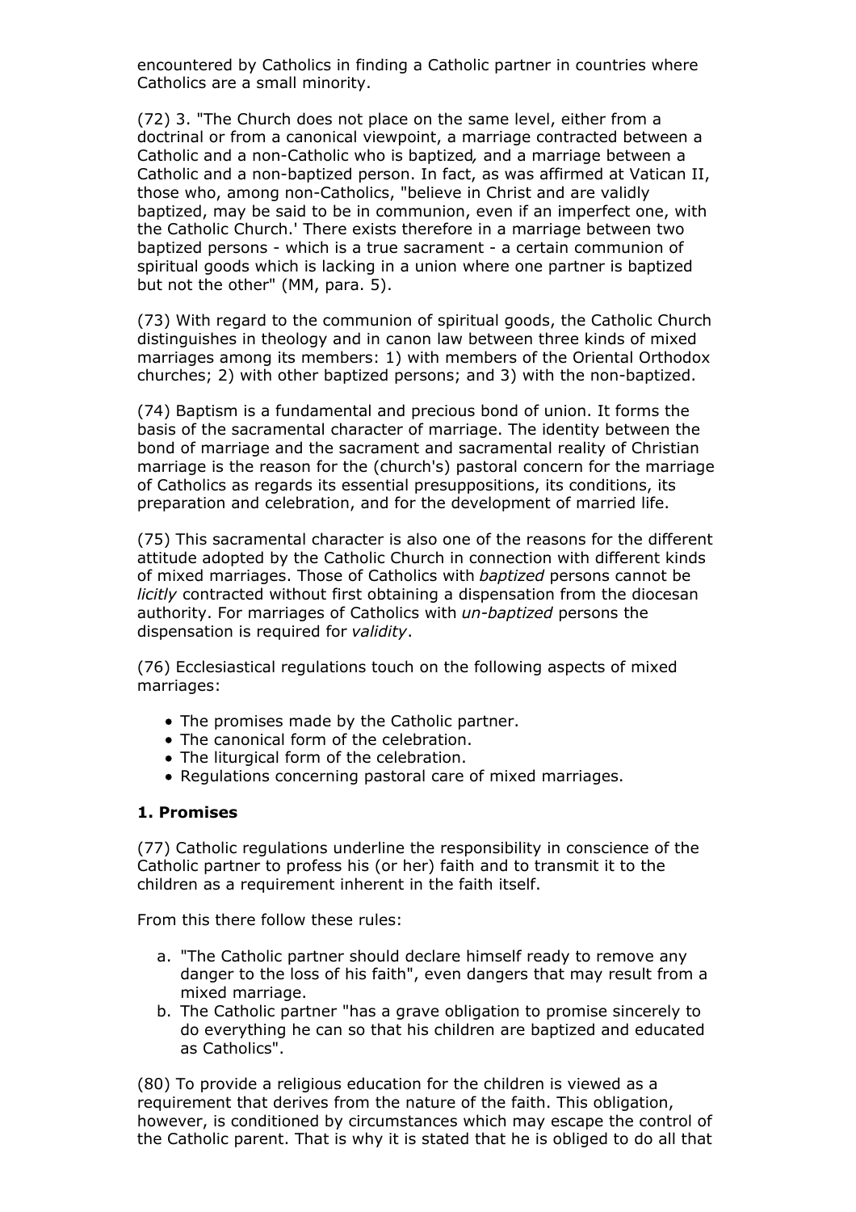encountered by Catholics in finding a Catholic partner in countries where Catholics are a small minority.

(72) 3. "The Church does not place on the same level, either from a doctrinal or from a canonical viewpoint, a marriage contracted between a Catholic and a non-Catholic who is baptized*,* and a marriage between a Catholic and a non-baptized person. In fact, as was affirmed at Vatican II, those who, among non-Catholics, "believe in Christ and are validly baptized, may be said to be in communion, even if an imperfect one, with the Catholic Church.' There exists therefore in a marriage between two baptized persons - which is a true sacrament - a certain communion of spiritual goods which is lacking in a union where one partner is baptized but not the other" (MM, para. 5).

(73) With regard to the communion of spiritual goods, the Catholic Church distinguishes in theology and in canon law between three kinds of mixed marriages among its members: 1) with members of the Oriental Orthodox churches; 2) with other baptized persons; and 3) with the non-baptized.

(74) Baptism is a fundamental and precious bond of union. It forms the basis of the sacramental character of marriage. The identity between the bond of marriage and the sacrament and sacramental reality of Christian marriage is the reason for the (church's) pastoral concern for the marriage of Catholics as regards its essential presuppositions, its conditions, its preparation and celebration, and for the development of married life.

(75) This sacramental character is also one of the reasons for the different attitude adopted by the Catholic Church in connection with different kinds of mixed marriages. Those of Catholics with *baptized* persons cannot be *licitly* contracted without first obtaining a dispensation from the diocesan authority. For marriages of Catholics with *un-baptized* persons the dispensation is required for *validity*.

(76) Ecclesiastical regulations touch on the following aspects of mixed marriages:

- The promises made by the Catholic partner.
- The canonical form of the celebration.
- The liturgical form of the celebration.
- Regulations concerning pastoral care of mixed marriages.

### 1. Promises

(77) Catholic regulations underline the responsibility in conscience of the Catholic partner to profess his (or her) faith and to transmit it to the children as a requirement inherent in the faith itself.

From this there follow these rules:

a. "The Catholic partner should declare himself ready to remove any danger to the loss of his faith", even dangers that may result from a mixed marriage.
b. The Catholic partner "has a grave obligation to promise sincerely to do everything he can so that his children are baptized and educated as Catholics".

(80) To provide a religious education for the children is viewed as a requirement that derives from the nature of the faith. This obligation, however, is conditioned by circumstances which may escape the control of the Catholic parent. That is why it is stated that he is obliged to do all that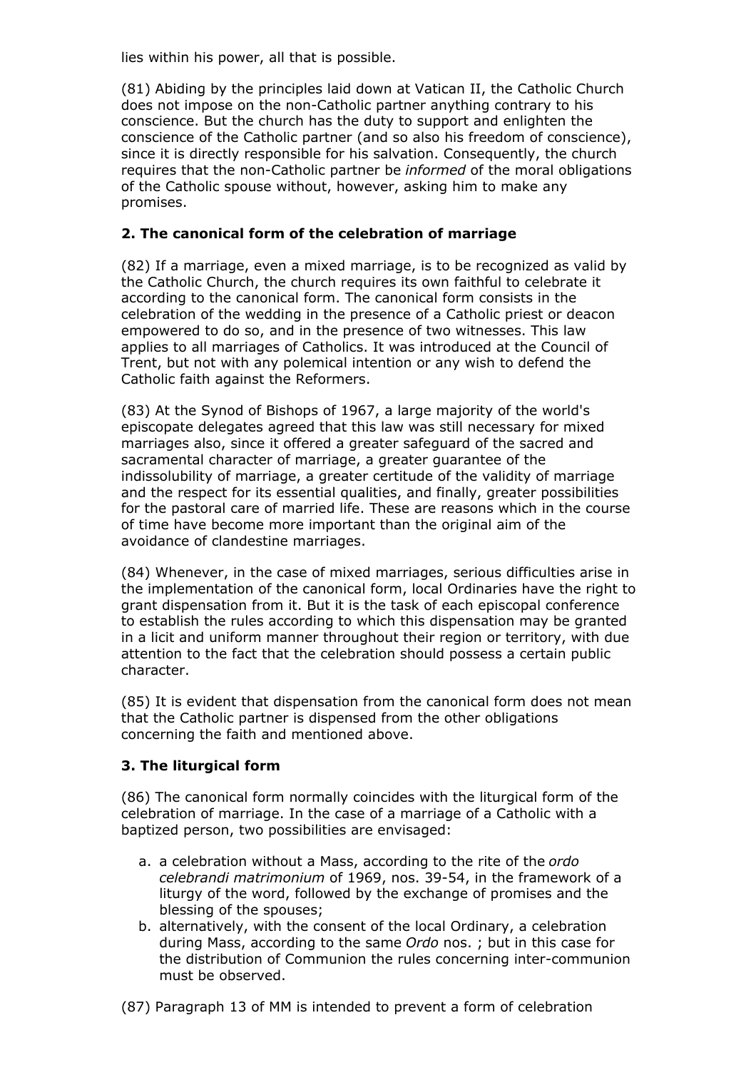lies within his power, all that is possible.

(81) Abiding by the principles laid down at Vatican II, the Catholic Church does not impose on the non-Catholic partner anything contrary to his conscience. But the church has the duty to support and enlighten the conscience of the Catholic partner (and so also his freedom of conscience), since it is directly responsible for his salvation. Consequently, the church requires that the non-Catholic partner be *informed* of the moral obligations of the Catholic spouse without, however, asking him to make any promises.

### 2. The canonical form of the celebration of marriage

(82) If a marriage, even a mixed marriage, is to be recognized as valid by the Catholic Church, the church requires its own faithful to celebrate it according to the canonical form. The canonical form consists in the celebration of the wedding in the presence of a Catholic priest or deacon empowered to do so, and in the presence of two witnesses. This law applies to all marriages of Catholics. It was introduced at the Council of Trent, but not with any polemical intention or any wish to defend the Catholic faith against the Reformers.

(83) At the Synod of Bishops of 1967, a large majority of the world's episcopate delegates agreed that this law was still necessary for mixed marriages also, since it offered a greater safeguard of the sacred and sacramental character of marriage, a greater guarantee of the indissolubility of marriage, a greater certitude of the validity of marriage and the respect for its essential qualities, and finally, greater possibilities for the pastoral care of married life. These are reasons which in the course of time have become more important than the original aim of the avoidance of clandestine marriages.

(84) Whenever, in the case of mixed marriages, serious difficulties arise in the implementation of the canonical form, local Ordinaries have the right to grant dispensation from it. But it is the task of each episcopal conference to establish the rules according to which this dispensation may be granted in a licit and uniform manner throughout their region or territory, with due attention to the fact that the celebration should possess a certain public character.

(85) It is evident that dispensation from the canonical form does not mean that the Catholic partner is dispensed from the other obligations concerning the faith and mentioned above.

### 3. The liturgical form

(86) The canonical form normally coincides with the liturgical form of the celebration of marriage. In the case of a marriage of a Catholic with a baptized person, two possibilities are envisaged:

a. a celebration without a Mass, according to the rite of the *ordo celebrandi matrimonium* of 1969, nos. 39-54, in the framework of a liturgy of the word, followed by the exchange of promises and the blessing of the spouses;
b. alternatively, with the consent of the local Ordinary, a celebration during Mass, according to the same *Ordo* nos. ; but in this case for the distribution of Communion the rules concerning inter-communion must be observed.

(87) Paragraph 13 of MM is intended to prevent a form of celebration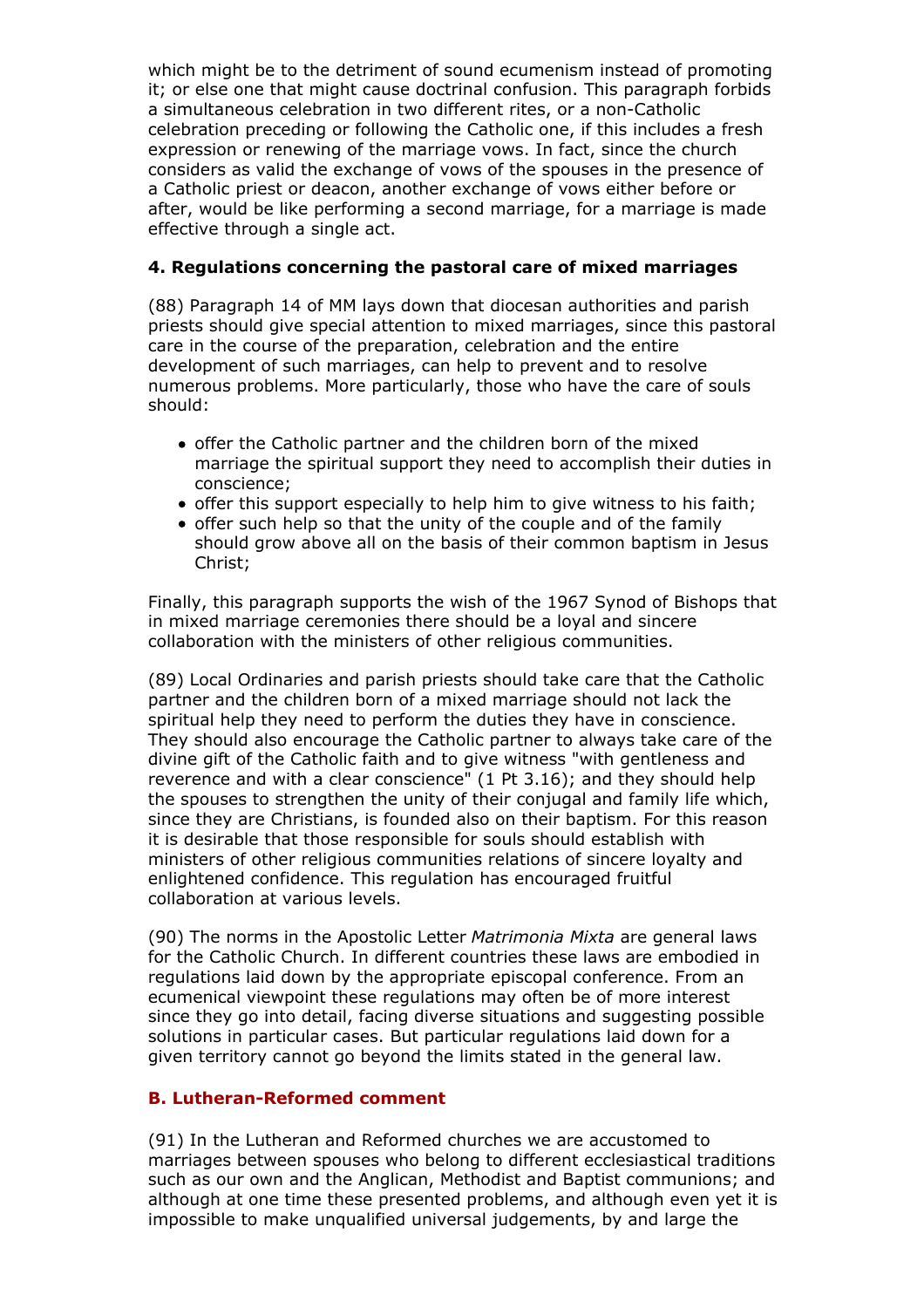which might be to the detriment of sound ecumenism instead of promoting it; or else one that might cause doctrinal confusion. This paragraph forbids a simultaneous celebration in two different rites, or a non-Catholic celebration preceding or following the Catholic one, if this includes a fresh expression or renewing of the marriage vows. In fact, since the church considers as valid the exchange of vows of the spouses in the presence of a Catholic priest or deacon, another exchange of vows either before or after, would be like performing a second marriage, for a marriage is made effective through a single act.

#### 4. Regulations concerning the pastoral care of mixed marriages

(88) Paragraph 14 of MM lays down that diocesan authorities and parish priests should give special attention to mixed marriages, since this pastoral care in the course of the preparation, celebration and the entire development of such marriages, can help to prevent and to resolve numerous problems. More particularly, those who have the care of souls should:

- offer the Catholic partner and the children born of the mixed marriage the spiritual support they need to accomplish their duties in conscience;
- offer this support especially to help him to give witness to his faith;
- offer such help so that the unity of the couple and of the family should grow above all on the basis of their common baptism in Jesus Christ;

Finally, this paragraph supports the wish of the 1967 Synod of Bishops that in mixed marriage ceremonies there should be a loyal and sincere collaboration with the ministers of other religious communities.

(89) Local Ordinaries and parish priests should take care that the Catholic partner and the children born of a mixed marriage should not lack the spiritual help they need to perform the duties they have in conscience. They should also encourage the Catholic partner to always take care of the divine gift of the Catholic faith and to give witness "with gentleness and reverence and with a clear conscience" (1 Pt 3.16); and they should help the spouses to strengthen the unity of their conjugal and family life which, since they are Christians, is founded also on their baptism. For this reason it is desirable that those responsible for souls should establish with ministers of other religious communities relations of sincere loyalty and enlightened confidence. This regulation has encouraged fruitful collaboration at various levels.

(90) The norms in the Apostolic Letter *Matrimonia Mixta* are general laws for the Catholic Church. In different countries these laws are embodied in regulations laid down by the appropriate episcopal conference. From an ecumenical viewpoint these regulations may often be of more interest since they go into detail, facing diverse situations and suggesting possible solutions in particular cases. But particular regulations laid down for a given territory cannot go beyond the limits stated in the general law.

### B. Lutheran-Reformed comment

(91) In the Lutheran and Reformed churches we are accustomed to marriages between spouses who belong to different ecclesiastical traditions such as our own and the Anglican, Methodist and Baptist communions; and although at one time these presented problems, and although even yet it is impossible to make unqualified universal judgements, by and large the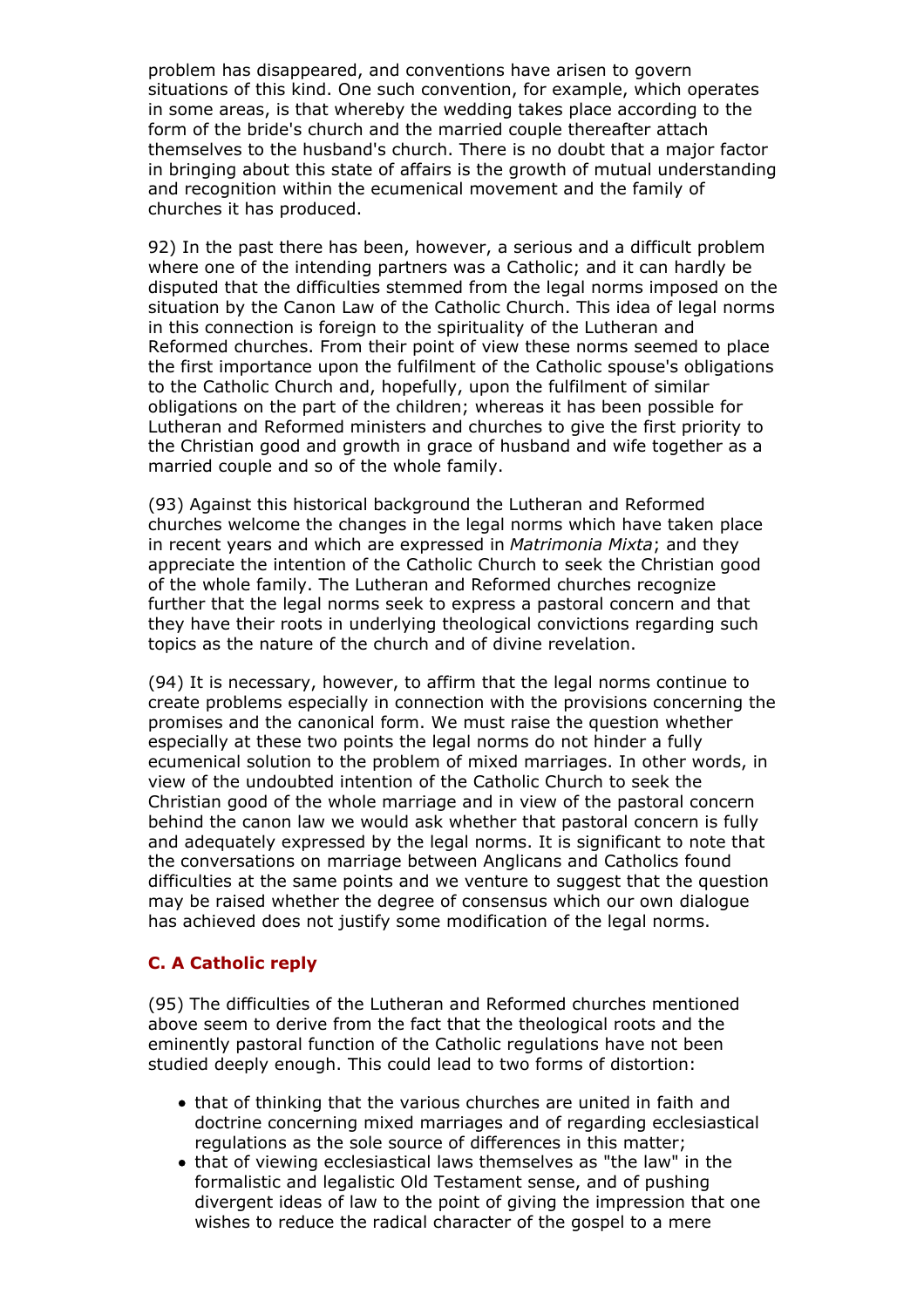problem has disappeared, and conventions have arisen to govern situations of this kind. One such convention, for example, which operates in some areas, is that whereby the wedding takes place according to the form of the bride's church and the married couple thereafter attach themselves to the husband's church. There is no doubt that a major factor in bringing about this state of affairs is the growth of mutual understanding and recognition within the ecumenical movement and the family of churches it has produced.

92) In the past there has been, however, a serious and a difficult problem where one of the intending partners was a Catholic; and it can hardly be disputed that the difficulties stemmed from the legal norms imposed on the situation by the Canon Law of the Catholic Church. This idea of legal norms in this connection is foreign to the spirituality of the Lutheran and Reformed churches. From their point of view these norms seemed to place the first importance upon the fulfilment of the Catholic spouse's obligations to the Catholic Church and, hopefully, upon the fulfilment of similar obligations on the part of the children; whereas it has been possible for Lutheran and Reformed ministers and churches to give the first priority to the Christian good and growth in grace of husband and wife together as a married couple and so of the whole family.

(93) Against this historical background the Lutheran and Reformed churches welcome the changes in the legal norms which have taken place in recent years and which are expressed in *Matrimonia Mixta*; and they appreciate the intention of the Catholic Church to seek the Christian good of the whole family. The Lutheran and Reformed churches recognize further that the legal norms seek to express a pastoral concern and that they have their roots in underlying theological convictions regarding such topics as the nature of the church and of divine revelation.

(94) It is necessary, however, to affirm that the legal norms continue to create problems especially in connection with the provisions concerning the promises and the canonical form. We must raise the question whether especially at these two points the legal norms do not hinder a fully ecumenical solution to the problem of mixed marriages. In other words, in view of the undoubted intention of the Catholic Church to seek the Christian good of the whole marriage and in view of the pastoral concern behind the canon law we would ask whether that pastoral concern is fully and adequately expressed by the legal norms. It is significant to note that the conversations on marriage between Anglicans and Catholics found difficulties at the same points and we venture to suggest that the question may be raised whether the degree of consensus which our own dialogue has achieved does not justify some modification of the legal norms.

### C. A Catholic reply

(95) The difficulties of the Lutheran and Reformed churches mentioned above seem to derive from the fact that the theological roots and the eminently pastoral function of the Catholic regulations have not been studied deeply enough. This could lead to two forms of distortion:

- that of thinking that the various churches are united in faith and doctrine concerning mixed marriages and of regarding ecclesiastical regulations as the sole source of differences in this matter;
- that of viewing ecclesiastical laws themselves as "the law" in the formalistic and legalistic Old Testament sense, and of pushing divergent ideas of law to the point of giving the impression that one wishes to reduce the radical character of the gospel to a mere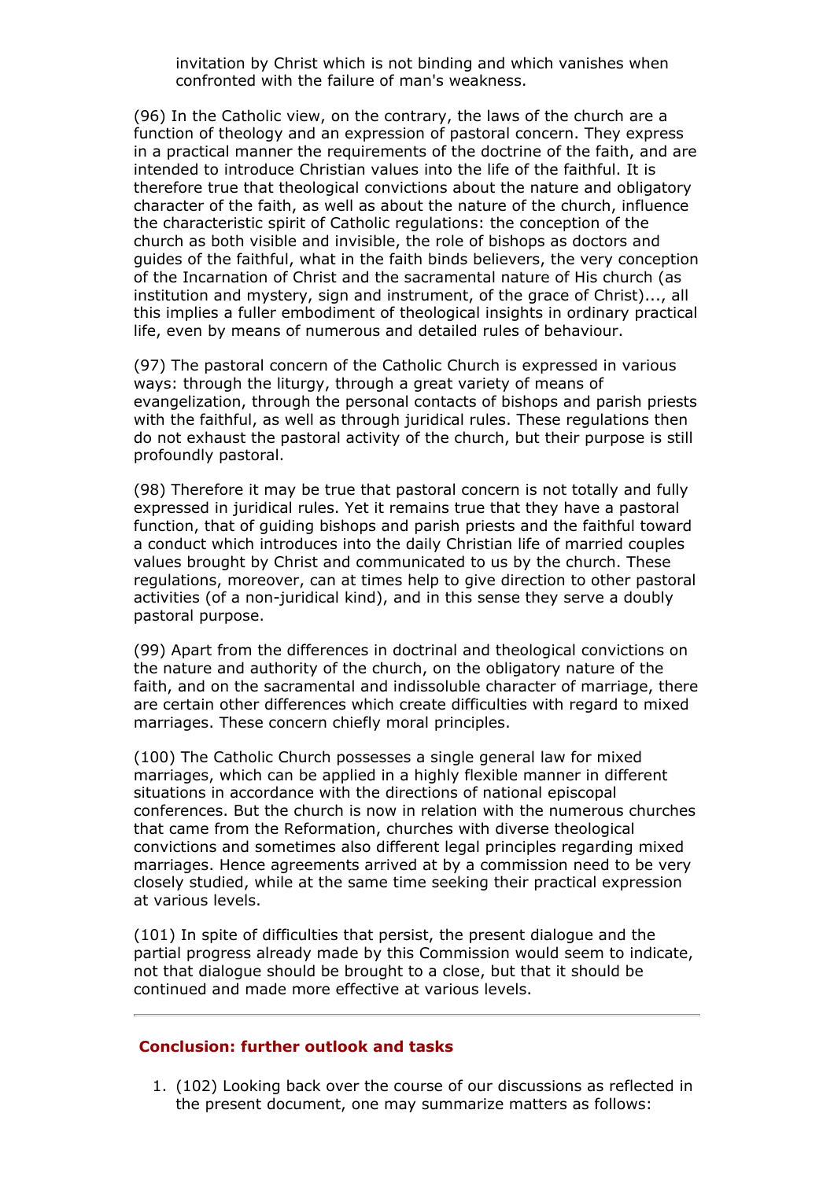invitation by Christ which is not binding and which vanishes when confronted with the failure of man's weakness.

(96) In the Catholic view, on the contrary, the laws of the church are a function of theology and an expression of pastoral concern. They express in a practical manner the requirements of the doctrine of the faith, and are intended to introduce Christian values into the life of the faithful. It is therefore true that theological convictions about the nature and obligatory character of the faith, as well as about the nature of the church, influence the characteristic spirit of Catholic regulations: the conception of the church as both visible and invisible, the role of bishops as doctors and guides of the faithful, what in the faith binds believers, the very conception of the Incarnation of Christ and the sacramental nature of His church (as institution and mystery, sign and instrument, of the grace of Christ)..., all this implies a fuller embodiment of theological insights in ordinary practical life, even by means of numerous and detailed rules of behaviour.

(97) The pastoral concern of the Catholic Church is expressed in various ways: through the liturgy, through a great variety of means of evangelization, through the personal contacts of bishops and parish priests with the faithful, as well as through juridical rules. These regulations then do not exhaust the pastoral activity of the church, but their purpose is still profoundly pastoral.

(98) Therefore it may be true that pastoral concern is not totally and fully expressed in juridical rules. Yet it remains true that they have a pastoral function, that of guiding bishops and parish priests and the faithful toward a conduct which introduces into the daily Christian life of married couples values brought by Christ and communicated to us by the church. These regulations, moreover, can at times help to give direction to other pastoral activities (of a non-juridical kind), and in this sense they serve a doubly pastoral purpose.

(99) Apart from the differences in doctrinal and theological convictions on the nature and authority of the church, on the obligatory nature of the faith, and on the sacramental and indissoluble character of marriage, there are certain other differences which create difficulties with regard to mixed marriages. These concern chiefly moral principles.

(100) The Catholic Church possesses a single general law for mixed marriages, which can be applied in a highly flexible manner in different situations in accordance with the directions of national episcopal conferences. But the church is now in relation with the numerous churches that came from the Reformation, churches with diverse theological convictions and sometimes also different legal principles regarding mixed marriages. Hence agreements arrived at by a commission need to be very closely studied, while at the same time seeking their practical expression at various levels.

(101) In spite of difficulties that persist, the present dialogue and the partial progress already made by this Commission would seem to indicate, not that dialogue should be brought to a close, but that it should be continued and made more effective at various levels.

---

## Conclusion: further outlook and tasks

1. (102) Looking back over the course of our discussions as reflected in the present document, one may summarize matters as follows: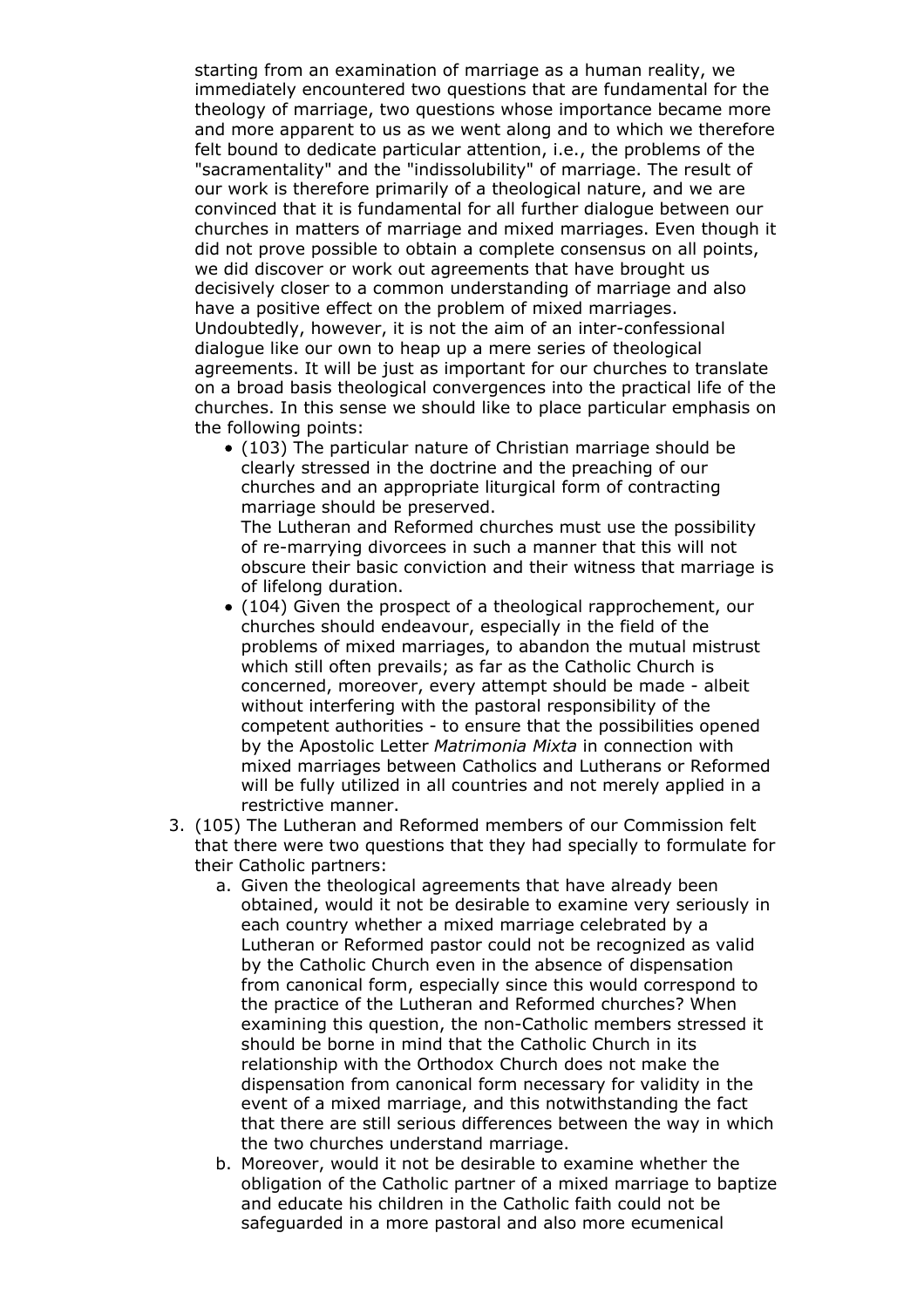starting from an examination of marriage as a human reality, we immediately encountered two questions that are fundamental for the theology of marriage, two questions whose importance became more and more apparent to us as we went along and to which we therefore felt bound to dedicate particular attention, i.e., the problems of the "sacramentality" and the "indissolubility" of marriage. The result of our work is therefore primarily of a theological nature, and we are convinced that it is fundamental for all further dialogue between our churches in matters of marriage and mixed marriages. Even though it did not prove possible to obtain a complete consensus on all points, we did discover or work out agreements that have brought us decisively closer to a common understanding of marriage and also have a positive effect on the problem of mixed marriages. Undoubtedly, however, it is not the aim of an inter-confessional dialogue like our own to heap up a mere series of theological agreements. It will be just as important for our churches to translate on a broad basis theological convergences into the practical life of the churches. In this sense we should like to place particular emphasis on the following points:

- (103) The particular nature of Christian marriage should be clearly stressed in the doctrine and the preaching of our churches and an appropriate liturgical form of contracting marriage should be preserved.
  The Lutheran and Reformed churches must use the possibility of re-marrying divorcees in such a manner that this will not obscure their basic conviction and their witness that marriage is of lifelong duration.
- (104) Given the prospect of a theological rapprochement, our churches should endeavour, especially in the field of the problems of mixed marriages, to abandon the mutual mistrust which still often prevails; as far as the Catholic Church is concerned, moreover, every attempt should be made - albeit without interfering with the pastoral responsibility of the competent authorities - to ensure that the possibilities opened by the Apostolic Letter *Matrimonia Mixta* in connection with mixed marriages between Catholics and Lutherans or Reformed will be fully utilized in all countries and not merely applied in a restrictive manner.

3. (105) The Lutheran and Reformed members of our Commission felt that there were two questions that they had specially to formulate for their Catholic partners:
   a. Given the theological agreements that have already been obtained, would it not be desirable to examine very seriously in each country whether a mixed marriage celebrated by a Lutheran or Reformed pastor could not be recognized as valid by the Catholic Church even in the absence of dispensation from canonical form, especially since this would correspond to the practice of the Lutheran and Reformed churches? When examining this question, the non-Catholic members stressed it should be borne in mind that the Catholic Church in its relationship with the Orthodox Church does not make the dispensation from canonical form necessary for validity in the event of a mixed marriage, and this notwithstanding the fact that there are still serious differences between the way in which the two churches understand marriage.
   b. Moreover, would it not be desirable to examine whether the obligation of the Catholic partner of a mixed marriage to baptize and educate his children in the Catholic faith could not be safeguarded in a more pastoral and also more ecumenical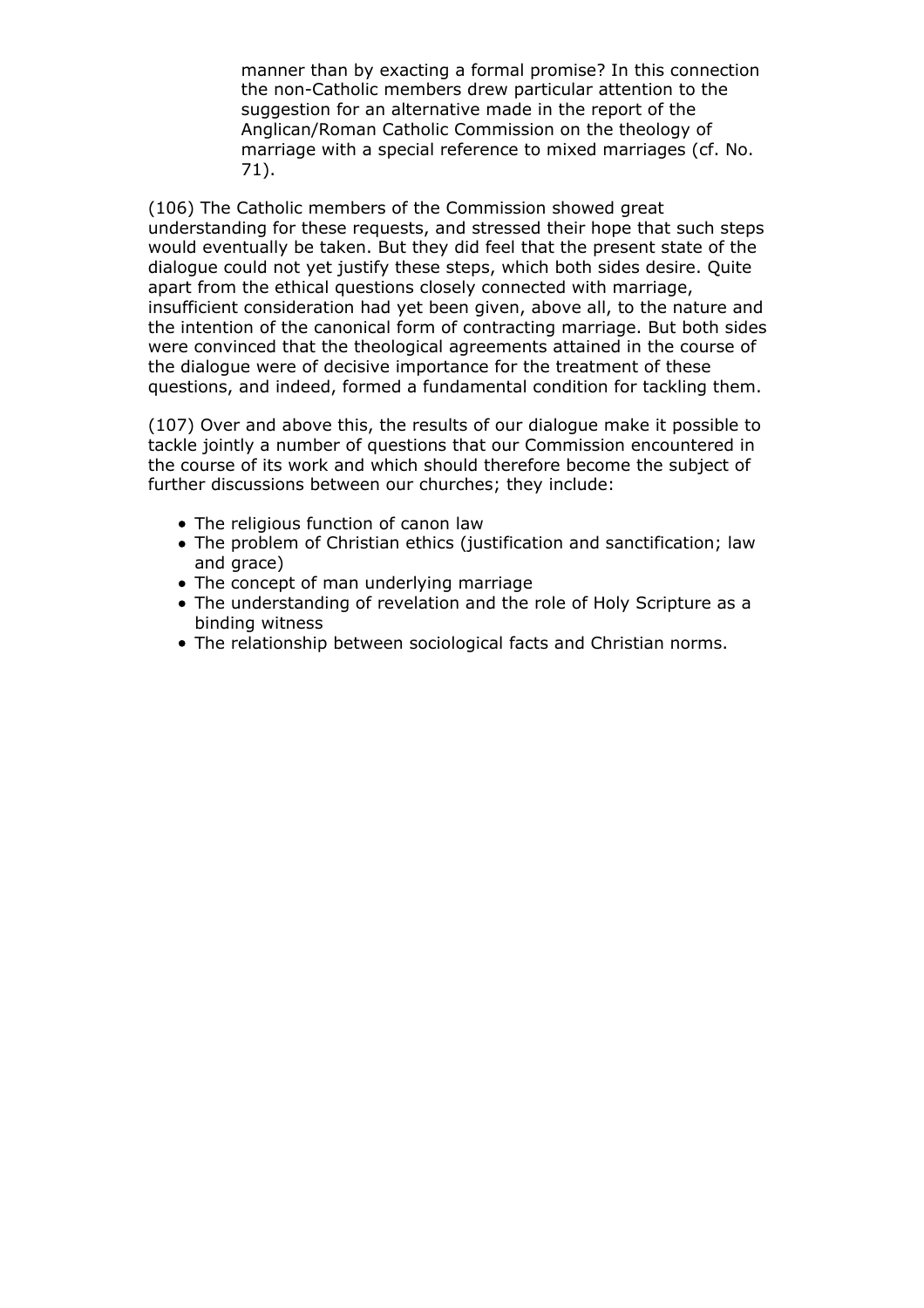manner than by exacting a formal promise? In this connection the non-Catholic members drew particular attention to the suggestion for an alternative made in the report of the Anglican/Roman Catholic Commission on the theology of marriage with a special reference to mixed marriages (cf. No. 71).

(106) The Catholic members of the Commission showed great understanding for these requests, and stressed their hope that such steps would eventually be taken. But they did feel that the present state of the dialogue could not yet justify these steps, which both sides desire. Quite apart from the ethical questions closely connected with marriage, insufficient consideration had yet been given, above all, to the nature and the intention of the canonical form of contracting marriage. But both sides were convinced that the theological agreements attained in the course of the dialogue were of decisive importance for the treatment of these questions, and indeed, formed a fundamental condition for tackling them.

(107) Over and above this, the results of our dialogue make it possible to tackle jointly a number of questions that our Commission encountered in the course of its work and which should therefore become the subject of further discussions between our churches; they include:

- The religious function of canon law
- The problem of Christian ethics (justification and sanctification; law and grace)
- The concept of man underlying marriage
- The understanding of revelation and the role of Holy Scripture as a binding witness
- The relationship between sociological facts and Christian norms.